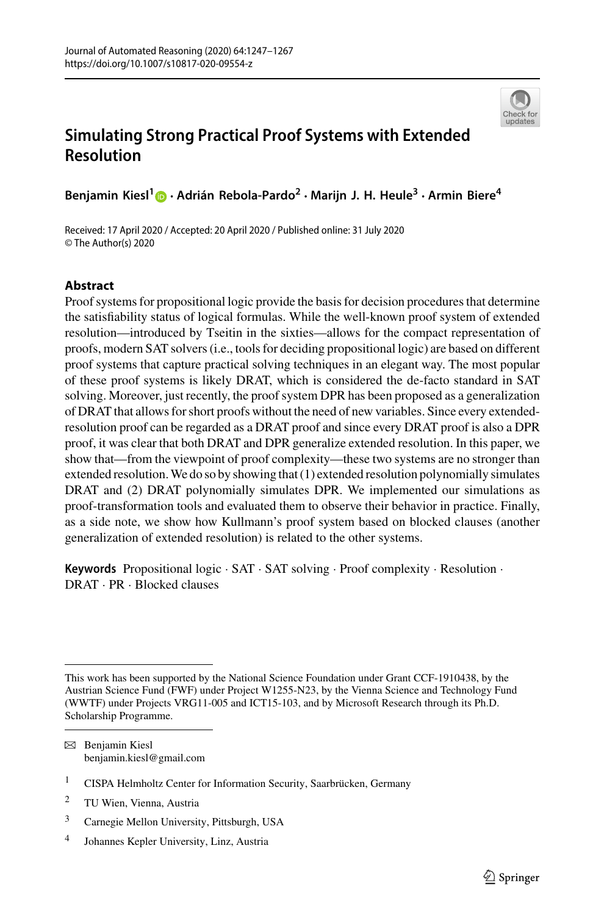# Simulating Strong Practical Proof Systems with Extended Resolution

**Benjamin Kiesl[1] · Adrián Rebola-Pardo[2] · Marijn J. H. Heule[3] · Armin Biere[4]**

Received: 17 April 2020 / Accepted: 20 April 2020 / Published online: 31 July 2020
© The Author(s) 2020

## Abstract

Proof systems for propositional logic provide the basis for decision procedures that determine the satisfiability status of logical formulas. While the well-known proof system of extended resolution—introduced by Tseitin in the sixties—allows for the compact representation of proofs, modern SAT solvers (i.e., tools for deciding propositional logic) are based on different proof systems that capture practical solving techniques in an elegant way. The most popular of these proof systems is likely DRAT, which is considered the de-facto standard in SAT solving. Moreover, just recently, the proof system DPR has been proposed as a generalization of DRAT that allows for short proofs without the need of new variables. Since every extended-resolution proof can be regarded as a DRAT proof and since every DRAT proof is also a DPR proof, it was clear that both DRAT and DPR generalize extended resolution. In this paper, we show that—from the viewpoint of proof complexity—these two systems are no stronger than extended resolution. We do so by showing that (1) extended resolution polynomially simulates DRAT and (2) DRAT polynomially simulates DPR. We implemented our simulations as proof-transformation tools and evaluated them to observe their behavior in practice. Finally, as a side note, we show how Kullmann's proof system based on blocked clauses (another generalization of extended resolution) is related to the other systems.

**Keywords** Propositional logic · SAT · SAT solving · Proof complexity · Resolution · DRAT · PR · Blocked clauses

---

This work has been supported by the National Science Foundation under Grant CCF-1910438, by the Austrian Science Fund (FWF) under Project W1255-N23, by the Vienna Science and Technology Fund (WWTF) under Projects VRG11-005 and ICT15-103, and by Microsoft Research through its Ph.D. Scholarship Programme.

---

✉ Benjamin Kiesl
benjamin.kiesl@gmail.com

[1] CISPA Helmholtz Center for Information Security, Saarbrücken, Germany

[2] TU Wien, Vienna, Austria

[3] Carnegie Mellon University, Pittsburgh, USA

[4] Johannes Kepler University, Linz, Austria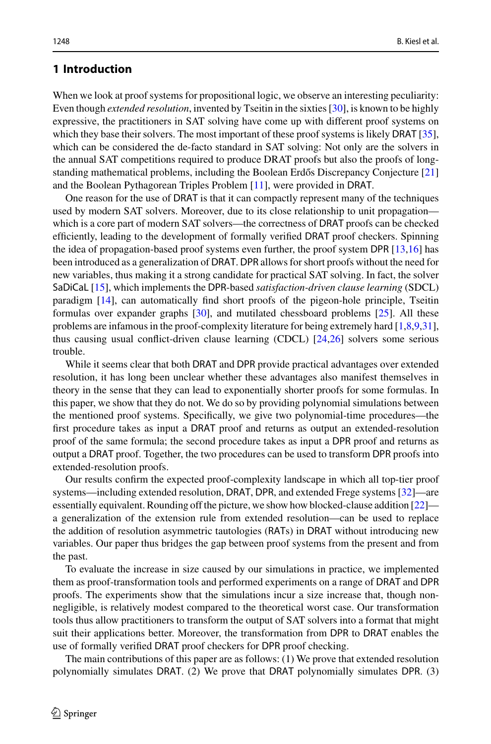## 1 Introduction

When we look at proof systems for propositional logic, we observe an interesting peculiarity: Even though *extended resolution*, invented by Tseitin in the sixties [30], is known to be highly expressive, the practitioners in SAT solving have come up with different proof systems on which they base their solvers. The most important of these proof systems is likely DRAT [35], which can be considered the de-facto standard in SAT solving: Not only are the solvers in the annual SAT competitions required to produce DRAT proofs but also the proofs of long-standing mathematical problems, including the Boolean Erdős Discrepancy Conjecture [21] and the Boolean Pythagorean Triples Problem [11], were provided in DRAT.

One reason for the use of DRAT is that it can compactly represent many of the techniques used by modern SAT solvers. Moreover, due to its close relationship to unit propagation—which is a core part of modern SAT solvers—the correctness of DRAT proofs can be checked efficiently, leading to the development of formally verified DRAT proof checkers. Spinning the idea of propagation-based proof systems even further, the proof system DPR [13,16] has been introduced as a generalization of DRAT. DPR allows for short proofs without the need for new variables, thus making it a strong candidate for practical SAT solving. In fact, the solver SaDiCaL [15], which implements the DPR-based *satisfaction-driven clause learning* (SDCL) paradigm [14], can automatically find short proofs of the pigeon-hole principle, Tseitin formulas over expander graphs [30], and mutilated chessboard problems [25]. All these problems are infamous in the proof-complexity literature for being extremely hard [1,8,9,31], thus causing usual conflict-driven clause learning (CDCL) [24,26] solvers some serious trouble.

While it seems clear that both DRAT and DPR provide practical advantages over extended resolution, it has long been unclear whether these advantages also manifest themselves in theory in the sense that they can lead to exponentially shorter proofs for some formulas. In this paper, we show that they do not. We do so by providing polynomial simulations between the mentioned proof systems. Specifically, we give two polynomial-time procedures—the first procedure takes as input a DRAT proof and returns as output an extended-resolution proof of the same formula; the second procedure takes as input a DPR proof and returns as output a DRAT proof. Together, the two procedures can be used to transform DPR proofs into extended-resolution proofs.

Our results confirm the expected proof-complexity landscape in which all top-tier proof systems—including extended resolution, DRAT, DPR, and extended Frege systems [32]—are essentially equivalent. Rounding off the picture, we show how blocked-clause addition [22]—a generalization of the extension rule from extended resolution—can be used to replace the addition of resolution asymmetric tautologies (RATs) in DRAT without introducing new variables. Our paper thus bridges the gap between proof systems from the present and from the past.

To evaluate the increase in size caused by our simulations in practice, we implemented them as proof-transformation tools and performed experiments on a range of DRAT and DPR proofs. The experiments show that the simulations incur a size increase that, though non-negligible, is relatively modest compared to the theoretical worst case. Our transformation tools thus allow practitioners to transform the output of SAT solvers into a format that might suit their applications better. Moreover, the transformation from DPR to DRAT enables the use of formally verified DRAT proof checkers for DPR proof checking.

The main contributions of this paper are as follows: (1) We prove that extended resolution polynomially simulates DRAT. (2) We prove that DRAT polynomially simulates DPR. (3)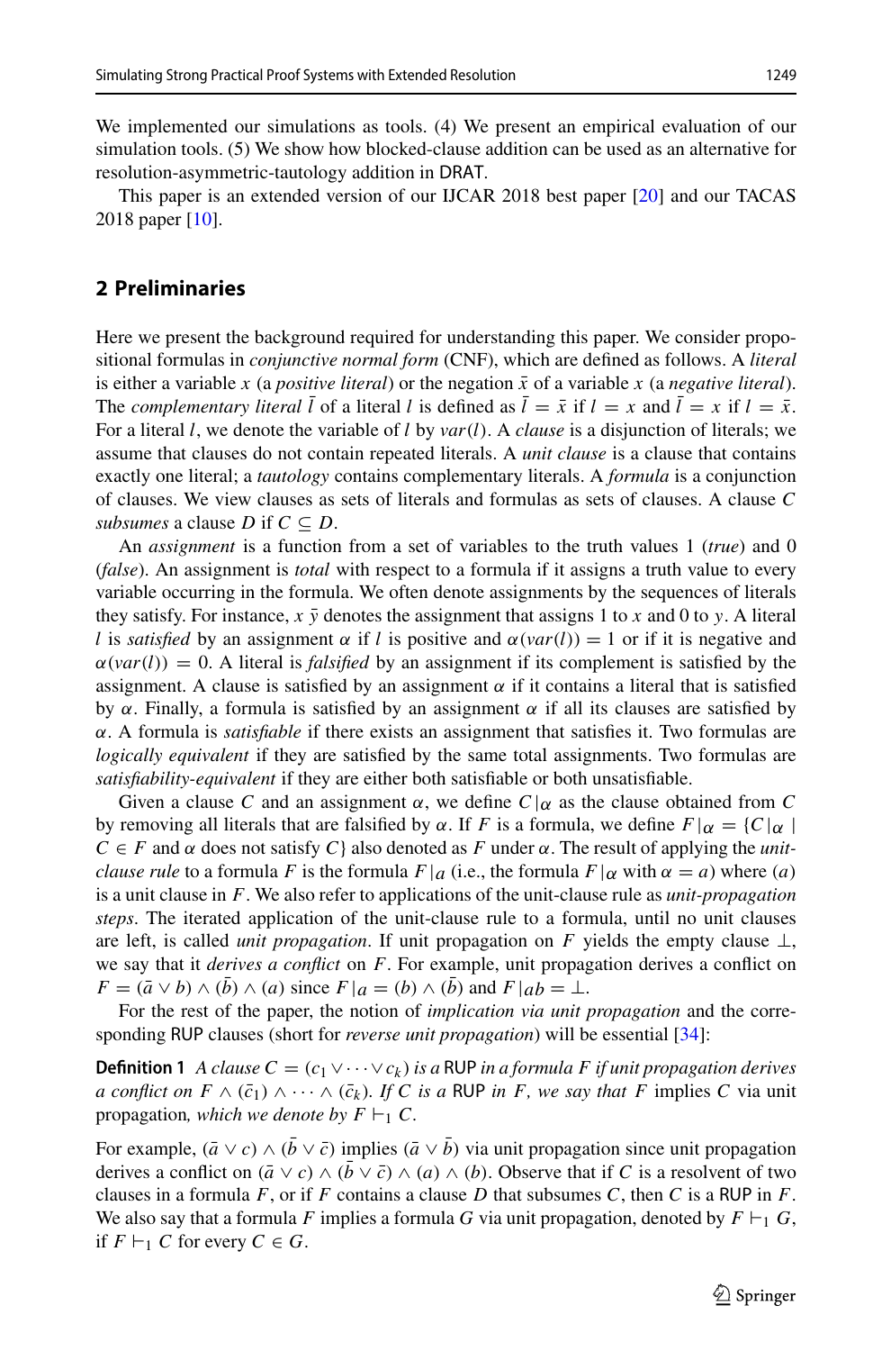We implemented our simulations as tools. (4) We present an empirical evaluation of our simulation tools. (5) We show how blocked-clause addition can be used as an alternative for resolution-asymmetric-tautology addition in DRAT.

This paper is an extended version of our IJCAR 2018 best paper [20] and our TACAS 2018 paper [10].

## 2 Preliminaries

Here we present the background required for understanding this paper. We consider propositional formulas in *conjunctive normal form* (CNF), which are defined as follows. A *literal* is either a variable $x$ (a *positive literal*) or the negation $\bar{x}$ of a variable $x$ (a *negative literal*). The *complementary literal* $\bar{l}$ of a literal $l$ is defined as $\bar{l} = \bar{x}$ if $l = x$ and $\bar{l} = x$ if $l = \bar{x}$. For a literal $l$, we denote the variable of $l$ by $var(l)$. A *clause* is a disjunction of literals; we assume that clauses do not contain repeated literals. A *unit clause* is a clause that contains exactly one literal; a *tautology* contains complementary literals. A *formula* is a conjunction of clauses. We view clauses as sets of literals and formulas as sets of clauses. A clause $C$ *subsumes* a clause $D$ if $C \subseteq D$.

An *assignment* is a function from a set of variables to the truth values 1 (*true*) and 0 (*false*). An assignment is *total* with respect to a formula if it assigns a truth value to every variable occurring in the formula. We often denote assignments by the sequences of literals they satisfy. For instance, $x\,\bar{y}$ denotes the assignment that assigns 1 to $x$ and 0 to $y$. A literal $l$ is *satisfied* by an assignment $\alpha$ if $l$ is positive and $\alpha(var(l)) = 1$ or if it is negative and $\alpha(var(l)) = 0$. A literal is *falsified* by an assignment if its complement is satisfied by the assignment. A clause is satisfied by an assignment $\alpha$ if it contains a literal that is satisfied by $\alpha$. Finally, a formula is satisfied by an assignment $\alpha$ if all its clauses are satisfied by $\alpha$. A formula is *satisfiable* if there exists an assignment that satisfies it. Two formulas are *logically equivalent* if they are satisfied by the same total assignments. Two formulas are *satisfiability-equivalent* if they are either both satisfiable or both unsatisfiable.

Given a clause $C$ and an assignment $\alpha$, we define $C|_\alpha$ as the clause obtained from $C$ by removing all literals that are falsified by $\alpha$. If $F$ is a formula, we define $F|_\alpha = \{C|_\alpha \mid C \in F$ and $\alpha$ does not satisfy $C\}$ also denoted as $F$ under $\alpha$. The result of applying the *unit-clause rule* to a formula $F$ is the formula $F|_a$ (i.e., the formula $F|_\alpha$ with $\alpha = a$) where $(a)$ is a unit clause in $F$. We also refer to applications of the unit-clause rule as *unit-propagation steps*. The iterated application of the unit-clause rule to a formula, until no unit clauses are left, is called *unit propagation*. If unit propagation on $F$ yields the empty clause $\bot$, we say that it *derives a conflict* on $F$. For example, unit propagation derives a conflict on $F = (\bar{a} \vee b) \wedge (\bar{b}) \wedge (a)$ since $F|_a = (b) \wedge (\bar{b})$ and $F|_{ab} = \bot$.

For the rest of the paper, the notion of *implication via unit propagation* and the corresponding RUP clauses (short for *reverse unit propagation*) will be essential [34]:

**Definition 1** *A clause $C = (c_1 \vee \cdots \vee c_k)$ is a* RUP *in a formula $F$ if unit propagation derives a conflict on $F \wedge (\bar{c}_1) \wedge \cdots \wedge (\bar{c}_k)$. If $C$ is a* RUP *in $F$, we say that $F$* implies *$C$* via unit propagation*, which we denote by $F \vdash_1 C$.*

For example, $(\bar{a} \vee c) \wedge (\bar{b} \vee \bar{c})$ implies $(\bar{a} \vee \bar{b})$ via unit propagation since unit propagation derives a conflict on $(\bar{a} \vee c) \wedge (\bar{b} \vee \bar{c}) \wedge (a) \wedge (b)$. Observe that if $C$ is a resolvent of two clauses in a formula $F$, or if $F$ contains a clause $D$ that subsumes $C$, then $C$ is a RUP in $F$. We also say that a formula $F$ implies a formula $G$ via unit propagation, denoted by $F \vdash_1 G$, if $F \vdash_1 C$ for every $C \in G$.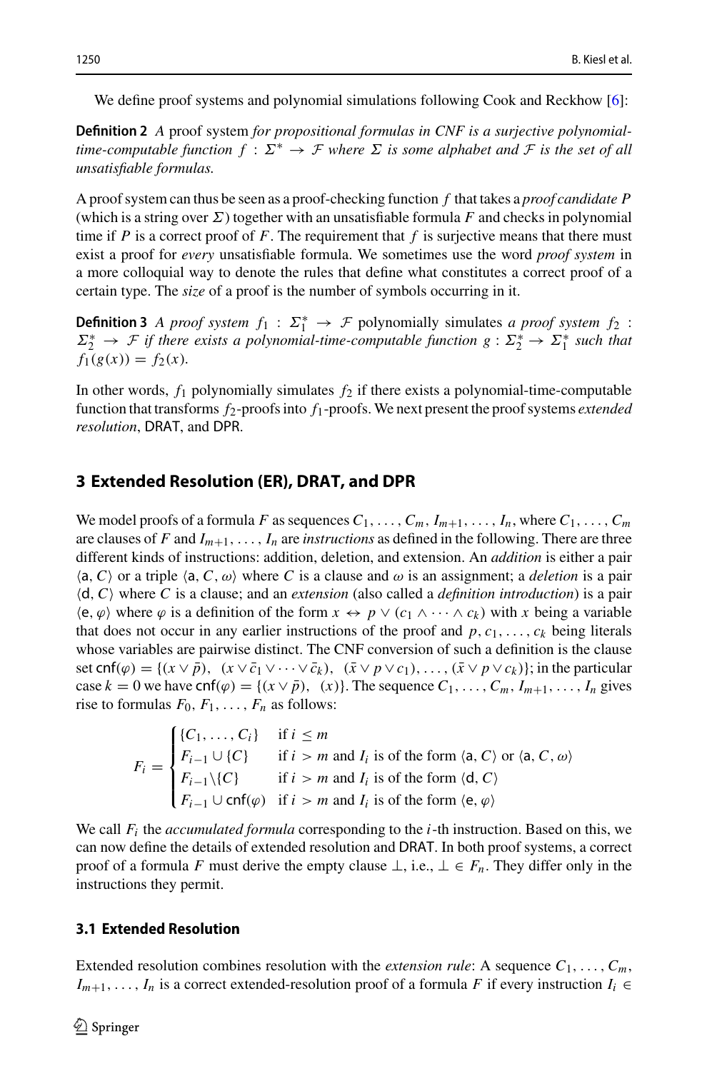We define proof systems and polynomial simulations following Cook and Reckhow [6]:

**Definition 2** *A* proof system *for propositional formulas in CNF is a surjective polynomial-time-computable function $f : \Sigma^* \to \mathcal{F}$ where $\Sigma$ is some alphabet and $\mathcal{F}$ is the set of all unsatisfiable formulas.*

A proof system can thus be seen as a proof-checking function $f$ that takes a *proof candidate $P$* (which is a string over $\Sigma$) together with an unsatisfiable formula $F$ and checks in polynomial time if $P$ is a correct proof of $F$. The requirement that $f$ is surjective means that there must exist a proof for *every* unsatisfiable formula. We sometimes use the word *proof system* in a more colloquial way to denote the rules that define what constitutes a correct proof of a certain type. The *size* of a proof is the number of symbols occurring in it.

**Definition 3** *A proof system $f_1 : \Sigma_1^* \to \mathcal{F}$* polynomially simulates *a proof system $f_2 : \Sigma_2^* \to \mathcal{F}$ if there exists a polynomial-time-computable function $g : \Sigma_2^* \to \Sigma_1^*$ such that $f_1(g(x)) = f_2(x)$.*

In other words, $f_1$ polynomially simulates $f_2$ if there exists a polynomial-time-computable function that transforms $f_2$-proofs into $f_1$-proofs. We next present the proof systems *extended resolution*, DRAT, and DPR.

## 3 Extended Resolution (ER), DRAT, and DPR

We model proofs of a formula $F$ as sequences $C_1, \ldots, C_m, I_{m+1}, \ldots, I_n$, where $C_1, \ldots, C_m$ are clauses of $F$ and $I_{m+1}, \ldots, I_n$ are *instructions* as defined in the following. There are three different kinds of instructions: addition, deletion, and extension. An *addition* is either a pair $\langle \mathsf{a}, C \rangle$ or a triple $\langle \mathsf{a}, C, \omega \rangle$ where $C$ is a clause and $\omega$ is an assignment; a *deletion* is a pair $\langle \mathsf{d}, C \rangle$ where $C$ is a clause; and an *extension* (also called a *definition introduction*) is a pair $\langle \mathsf{e}, \varphi \rangle$ where $\varphi$ is a definition of the form $x \leftrightarrow p \vee (c_1 \wedge \cdots \wedge c_k)$ with $x$ being a variable that does not occur in any earlier instructions of the proof and $p, c_1, \ldots, c_k$ being literals whose variables are pairwise distinct. The CNF conversion of such a definition is the clause set $\mathsf{cnf}(\varphi) = \{(x \vee \bar{p}),\ (x \vee \bar{c}_1 \vee \cdots \vee \bar{c}_k),\ (\bar{x} \vee p \vee c_1), \ldots, (\bar{x} \vee p \vee c_k)\}$; in the particular case $k = 0$ we have $\mathsf{cnf}(\varphi) = \{(x \vee \bar{p}),\ (x)\}$. The sequence $C_1, \ldots, C_m, I_{m+1}, \ldots, I_n$ gives rise to formulas $F_0, F_1, \ldots, F_n$ as follows:

$$
F_i = \begin{cases} \{C_1, \ldots, C_i\} & \text{if } i \leq m \\ F_{i-1} \cup \{C\} & \text{if } i > m \text{ and } I_i \text{ is of the form } \langle \mathsf{a}, C \rangle \text{ or } \langle \mathsf{a}, C, \omega \rangle \\ F_{i-1} \backslash \{C\} & \text{if } i > m \text{ and } I_i \text{ is of the form } \langle \mathsf{d}, C \rangle \\ F_{i-1} \cup \mathsf{cnf}(\varphi) & \text{if } i > m \text{ and } I_i \text{ is of the form } \langle \mathsf{e}, \varphi \rangle \end{cases}
$$

We call $F_i$ the *accumulated formula* corresponding to the $i$-th instruction. Based on this, we can now define the details of extended resolution and DRAT. In both proof systems, a correct proof of a formula $F$ must derive the empty clause $\perp$, i.e., $\perp \in F_n$. They differ only in the instructions they permit.

### 3.1 Extended Resolution

Extended resolution combines resolution with the *extension rule*: A sequence $C_1, \ldots, C_m, I_{m+1}, \ldots, I_n$ is a correct extended-resolution proof of a formula $F$ if every instruction $I_i \in$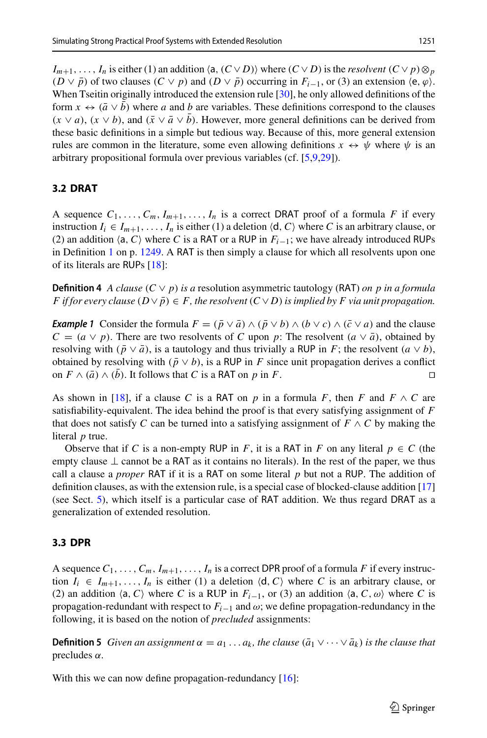$I_{m+1}, \ldots, I_n$ is either (1) an addition $\langle \mathsf{a}, (C \vee D) \rangle$ where $(C \vee D)$ is the *resolvent* $(C \vee p) \otimes_p (D \vee \bar{p})$ of two clauses $(C \vee p)$ and $(D \vee \bar{p})$ occurring in $F_{i-1}$, or (3) an extension $\langle \mathsf{e}, \varphi \rangle$. When Tseitin originally introduced the extension rule [30], he only allowed definitions of the form $x \leftrightarrow (\bar{a} \vee \bar{b})$ where $a$ and $b$ are variables. These definitions correspond to the clauses $(x \vee a)$, $(x \vee b)$, and $(\bar{x} \vee \bar{a} \vee \bar{b})$. However, more general definitions can be derived from these basic definitions in a simple but tedious way. Because of this, more general extension rules are common in the literature, some even allowing definitions $x \leftrightarrow \psi$ where $\psi$ is an arbitrary propositional formula over previous variables (cf. [5,9,29]).

### 3.2 DRAT

A sequence $C_1, \ldots, C_m, I_{m+1}, \ldots, I_n$ is a correct DRAT proof of a formula $F$ if every instruction $I_i \in I_{m+1}, \ldots, I_n$ is either (1) a deletion $\langle \mathsf{d}, C \rangle$ where $C$ is an arbitrary clause, or (2) an addition $\langle \mathsf{a}, C \rangle$ where $C$ is a RAT or a RUP in $F_{i-1}$; we have already introduced RUPs in Definition 1 on p. 1249. A RAT is then simply a clause for which all resolvents upon one of its literals are RUPs [18]:

**Definition 4** *A clause* $(C \vee p)$ *is a* resolution asymmetric tautology (RAT) *on* $p$ *in a formula* $F$ *iff for every clause* $(D \vee \bar{p}) \in F$*, the resolvent* $(C \vee D)$ *is implied by* $F$ *via unit propagation.*

***Example 1*** Consider the formula $F = (\bar{p} \vee \bar{a}) \wedge (\bar{p} \vee b) \wedge (b \vee c) \wedge (\bar{c} \vee a)$ and the clause $C = (a \vee p)$. There are two resolvents of $C$ upon $p$: The resolvent $(a \vee \bar{a})$, obtained by resolving with $(\bar{p} \vee \bar{a})$, is a tautology and thus trivially a RUP in $F$; the resolvent $(a \vee b)$, obtained by resolving with $(\bar{p} \vee b)$, is a RUP in $F$ since unit propagation derives a conflict on $F \wedge (\bar{a}) \wedge (\bar{b})$. It follows that $C$ is a RAT on $p$ in $F$. □

As shown in [18], if a clause $C$ is a RAT on $p$ in a formula $F$, then $F$ and $F \wedge C$ are satisfiability-equivalent. The idea behind the proof is that every satisfying assignment of $F$ that does not satisfy $C$ can be turned into a satisfying assignment of $F \wedge C$ by making the literal $p$ true.

Observe that if $C$ is a non-empty RUP in $F$, it is a RAT in $F$ on any literal $p \in C$ (the empty clause $\bot$ cannot be a RAT as it contains no literals). In the rest of the paper, we thus call a clause a *proper* RAT if it is a RAT on some literal $p$ but not a RUP. The addition of definition clauses, as with the extension rule, is a special case of blocked-clause addition [17] (see Sect. 5), which itself is a particular case of RAT addition. We thus regard DRAT as a generalization of extended resolution.

### 3.3 DPR

A sequence $C_1, \ldots, C_m, I_{m+1}, \ldots, I_n$ is a correct DPR proof of a formula $F$ if every instruction $I_i \in I_{m+1}, \ldots, I_n$ is either (1) a deletion $\langle \mathsf{d}, C \rangle$ where $C$ is an arbitrary clause, or (2) an addition $\langle \mathsf{a}, C \rangle$ where $C$ is a RUP in $F_{i-1}$, or (3) an addition $\langle \mathsf{a}, C, \omega \rangle$ where $C$ is propagation-redundant with respect to $F_{i-1}$ and $\omega$; we define propagation-redundancy in the following, it is based on the notion of *precluded* assignments:

**Definition 5** *Given an assignment* $\alpha = a_1 \ldots a_k$*, the clause* $(\bar{a}_1 \vee \cdots \vee \bar{a}_k)$ *is the clause that* precludes $\alpha$.

With this we can now define propagation-redundancy [16]: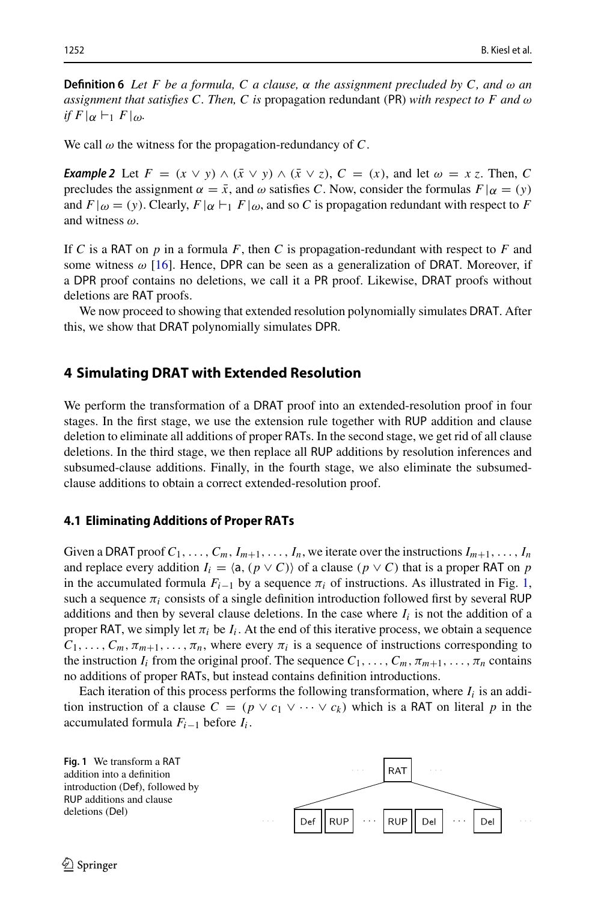**Definition 6** *Let $F$ be a formula, $C$ a clause, $\alpha$ the assignment precluded by $C$, and $\omega$ an assignment that satisfies $C$. Then, $C$ is* propagation redundant (PR) *with respect to $F$ and $\omega$ if $F|_{\alpha} \vdash_1 F|_{\omega}$.*

We call $\omega$ the witness for the propagation-redundancy of $C$.

***Example 2*** Let $F = (x \vee y) \wedge (\bar{x} \vee y) \wedge (\bar{x} \vee z)$, $C = (x)$, and let $\omega = x\,z$. Then, $C$ precludes the assignment $\alpha = \bar{x}$, and $\omega$ satisfies $C$. Now, consider the formulas $F|_{\alpha} = (y)$ and $F|_{\omega} = (y)$. Clearly, $F|_{\alpha} \vdash_1 F|_{\omega}$, and so $C$ is propagation redundant with respect to $F$ and witness $\omega$.

If $C$ is a RAT on $p$ in a formula $F$, then $C$ is propagation-redundant with respect to $F$ and some witness $\omega$ [16]. Hence, DPR can be seen as a generalization of DRAT. Moreover, if a DPR proof contains no deletions, we call it a PR proof. Likewise, DRAT proofs without deletions are RAT proofs.

We now proceed to showing that extended resolution polynomially simulates DRAT. After this, we show that DRAT polynomially simulates DPR.

## 4 Simulating DRAT with Extended Resolution

We perform the transformation of a DRAT proof into an extended-resolution proof in four stages. In the first stage, we use the extension rule together with RUP addition and clause deletion to eliminate all additions of proper RATs. In the second stage, we get rid of all clause deletions. In the third stage, we then replace all RUP additions by resolution inferences and subsumed-clause additions. Finally, in the fourth stage, we also eliminate the subsumed-clause additions to obtain a correct extended-resolution proof.

### 4.1 Eliminating Additions of Proper RATs

Given a DRAT proof $C_1, \ldots, C_m, I_{m+1}, \ldots, I_n$, we iterate over the instructions $I_{m+1}, \ldots, I_n$ and replace every addition $I_i = \langle \mathsf{a}, (p \vee C) \rangle$ of a clause $(p \vee C)$ that is a proper RAT on $p$ in the accumulated formula $F_{i-1}$ by a sequence $\pi_i$ of instructions. As illustrated in Fig. 1, such a sequence $\pi_i$ consists of a single definition introduction followed first by several RUP additions and then by several clause deletions. In the case where $I_i$ is not the addition of a proper RAT, we simply let $\pi_i$ be $I_i$. At the end of this iterative process, we obtain a sequence $C_1, \ldots, C_m, \pi_{m+1}, \ldots, \pi_n$, where every $\pi_i$ is a sequence of instructions corresponding to the instruction $I_i$ from the original proof. The sequence $C_1, \ldots, C_m, \pi_{m+1}, \ldots, \pi_n$ contains no additions of proper RATs, but instead contains definition introductions.

Each iteration of this process performs the following transformation, where $I_i$ is an addition instruction of a clause $C = (p \vee c_1 \vee \cdots \vee c_k)$ which is a RAT on literal $p$ in the accumulated formula $F_{i-1}$ before $I_i$.

**Fig. 1** We transform a RAT addition into a definition introduction (Def), followed by RUP additions and clause deletions (Del)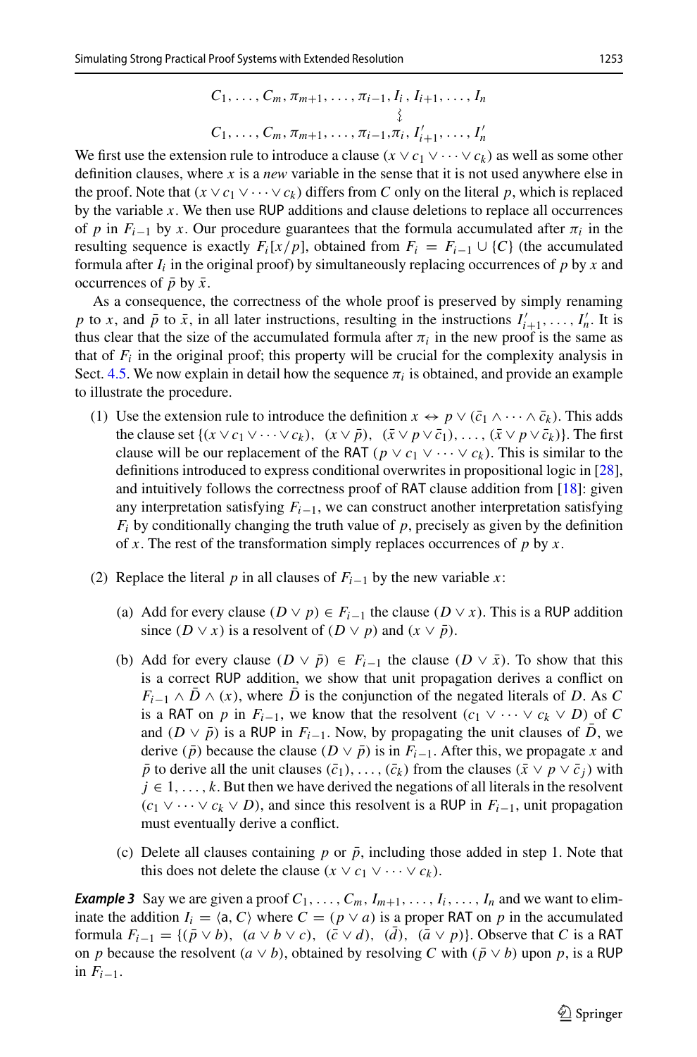$$
\begin{array}{c}
C_1, \ldots, C_m, \pi_{m+1}, \ldots, \pi_{i-1}, I_i, I_{i+1}, \ldots, I_n \\
\wr \\
C_1, \ldots, C_m, \pi_{m+1}, \ldots, \pi_{i-1}, \pi_i, I'_{i+1}, \ldots, I'_n
\end{array}
$$

We first use the extension rule to introduce a clause $(x \vee c_1 \vee \cdots \vee c_k)$ as well as some other definition clauses, where $x$ is a *new* variable in the sense that it is not used anywhere else in the proof. Note that $(x \vee c_1 \vee \cdots \vee c_k)$ differs from $C$ only on the literal $p$, which is replaced by the variable $x$. We then use RUP additions and clause deletions to replace all occurrences of $p$ in $F_{i-1}$ by $x$. Our procedure guarantees that the formula accumulated after $\pi_i$ in the resulting sequence is exactly $F_i[x/p]$, obtained from $F_i = F_{i-1} \cup \{C\}$ (the accumulated formula after $I_i$ in the original proof) by simultaneously replacing occurrences of $p$ by $x$ and occurrences of $\bar{p}$ by $\bar{x}$.

As a consequence, the correctness of the whole proof is preserved by simply renaming $p$ to $x$, and $\bar{p}$ to $\bar{x}$, in all later instructions, resulting in the instructions $I'_{i+1}, \ldots, I'_n$. It is thus clear that the size of the accumulated formula after $\pi_i$ in the new proof is the same as that of $F_i$ in the original proof; this property will be crucial for the complexity analysis in Sect. 4.5. We now explain in detail how the sequence $\pi_i$ is obtained, and provide an example to illustrate the procedure.

(1) Use the extension rule to introduce the definition $x \leftrightarrow p \vee (\bar{c}_1 \wedge \cdots \wedge \bar{c}_k)$. This adds the clause set $\{(x \vee c_1 \vee \cdots \vee c_k),\ (x \vee \bar{p}),\ (\bar{x} \vee p \vee \bar{c}_1), \ldots, (\bar{x} \vee p \vee \bar{c}_k)\}$. The first clause will be our replacement of the RAT $(p \vee c_1 \vee \cdots \vee c_k)$. This is similar to the definitions introduced to express conditional overwrites in propositional logic in [28], and intuitively follows the correctness proof of RAT clause addition from [18]: given any interpretation satisfying $F_{i-1}$, we can construct another interpretation satisfying $F_i$ by conditionally changing the truth value of $p$, precisely as given by the definition of $x$. The rest of the transformation simply replaces occurrences of $p$ by $x$.

(2) Replace the literal $p$ in all clauses of $F_{i-1}$ by the new variable $x$:

   (a) Add for every clause $(D \vee p) \in F_{i-1}$ the clause $(D \vee x)$. This is a RUP addition since $(D \vee x)$ is a resolvent of $(D \vee p)$ and $(x \vee \bar{p})$.

   (b) Add for every clause $(D \vee \bar{p}) \in F_{i-1}$ the clause $(D \vee \bar{x})$. To show that this is a correct RUP addition, we show that unit propagation derives a conflict on $F_{i-1} \wedge \bar{D} \wedge (x)$, where $\bar{D}$ is the conjunction of the negated literals of $D$. As $C$ is a RAT on $p$ in $F_{i-1}$, we know that the resolvent $(c_1 \vee \cdots \vee c_k \vee D)$ of $C$ and $(D \vee \bar{p})$ is a RUP in $F_{i-1}$. Now, by propagating the unit clauses of $\bar{D}$, we derive $(\bar{p})$ because the clause $(D \vee \bar{p})$ is in $F_{i-1}$. After this, we propagate $x$ and $\bar{p}$ to derive all the unit clauses $(\bar{c}_1), \ldots, (\bar{c}_k)$ from the clauses $(\bar{x} \vee p \vee \bar{c}_j)$ with $j \in 1, \ldots, k$. But then we have derived the negations of all literals in the resolvent $(c_1 \vee \cdots \vee c_k \vee D)$, and since this resolvent is a RUP in $F_{i-1}$, unit propagation must eventually derive a conflict.

   (c) Delete all clauses containing $p$ or $\bar{p}$, including those added in step 1. Note that this does not delete the clause $(x \vee c_1 \vee \cdots \vee c_k)$.

***Example 3*** Say we are given a proof $C_1, \ldots, C_m, I_{m+1}, \ldots, I_i, \ldots, I_n$ and we want to eliminate the addition $I_i = \langle \mathsf{a}, C \rangle$ where $C = (p \vee a)$ is a proper RAT on $p$ in the accumulated formula $F_{i-1} = \{(\bar{p} \vee b),\ (a \vee b \vee c),\ (\bar{c} \vee d),\ (\bar{d}),\ (\bar{a} \vee p)\}$. Observe that $C$ is a RAT on $p$ because the resolvent $(a \vee b)$, obtained by resolving $C$ with $(\bar{p} \vee b)$ upon $p$, is a RUP in $F_{i-1}$.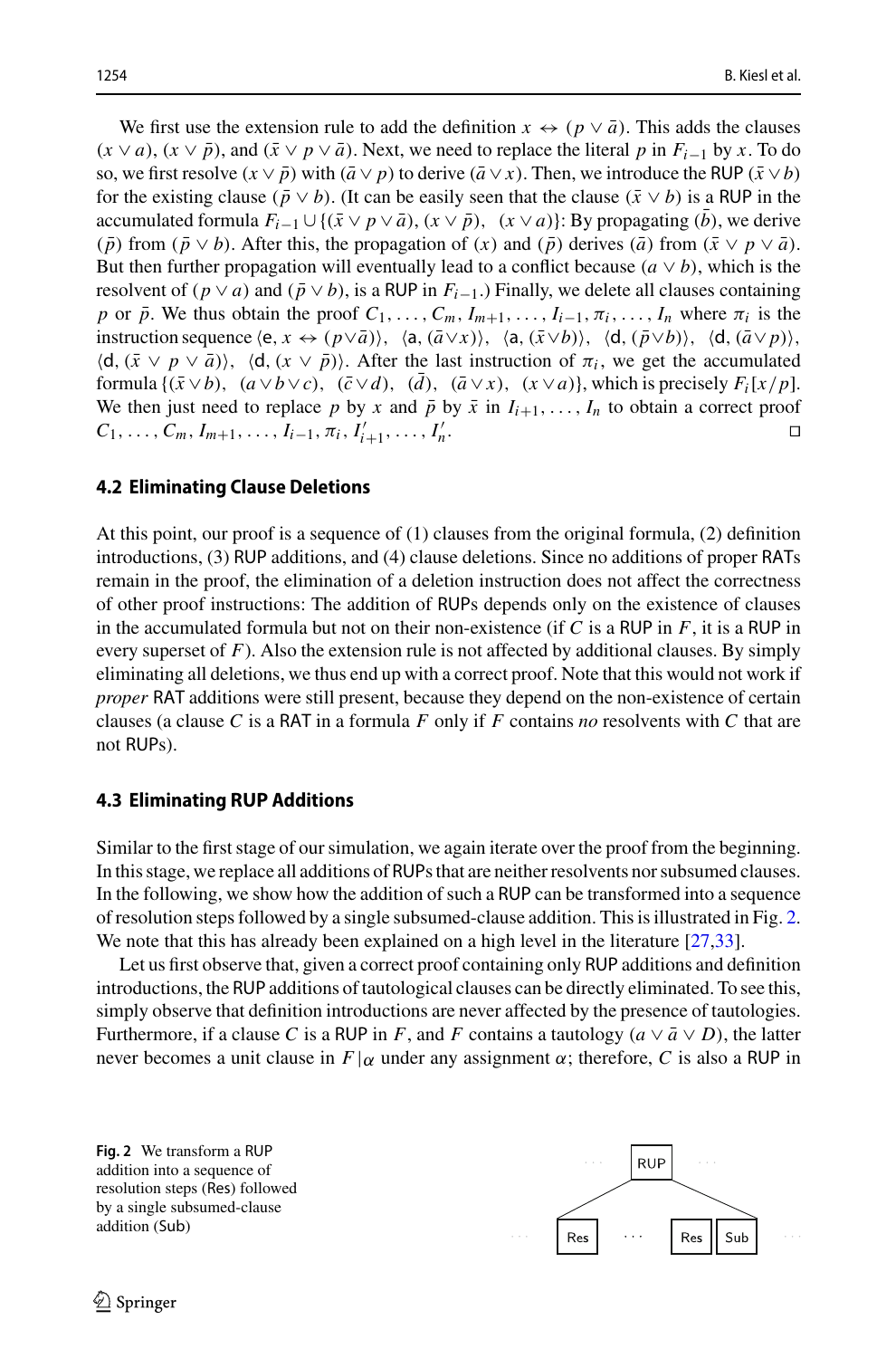We first use the extension rule to add the definition $x \leftrightarrow (p \vee \bar{a})$. This adds the clauses $(x \vee a)$, $(x \vee \bar{p})$, and $(\bar{x} \vee p \vee \bar{a})$. Next, we need to replace the literal $p$ in $F_{i-1}$ by $x$. To do so, we first resolve $(x \vee \bar{p})$ with $(\bar{a} \vee p)$ to derive $(\bar{a} \vee x)$. Then, we introduce the RUP $(\bar{x} \vee b)$ for the existing clause $(\bar{p} \vee b)$. (It can be easily seen that the clause $(\bar{x} \vee b)$ is a RUP in the accumulated formula $F_{i-1} \cup \{(\bar{x} \vee p \vee \bar{a}), (x \vee \bar{p}), \ (x \vee a)\}$: By propagating $(\bar{b})$, we derive $(\bar{p})$ from $(\bar{p} \vee b)$. After this, the propagation of $(x)$ and $(\bar{p})$ derives $(\bar{a})$ from $(\bar{x} \vee p \vee \bar{a})$. But then further propagation will eventually lead to a conflict because $(a \vee b)$, which is the resolvent of $(p \vee a)$ and $(\bar{p} \vee b)$, is a RUP in $F_{i-1}$.) Finally, we delete all clauses containing $p$ or $\bar{p}$. We thus obtain the proof $C_1, \ldots, C_m, I_{m+1}, \ldots, I_{i-1}, \pi_i, \ldots, I_n$ where $\pi_i$ is the instruction sequence $\langle \mathsf{e}, x \leftrightarrow (p \vee \bar{a}) \rangle$, $\langle \mathsf{a}, (\bar{a} \vee x) \rangle$, $\langle \mathsf{a}, (\bar{x} \vee b) \rangle$, $\langle \mathsf{d}, (\bar{p} \vee b) \rangle$, $\langle \mathsf{d}, (\bar{a} \vee p) \rangle$, $\langle \mathsf{d}, (\bar{x} \vee p \vee \bar{a}) \rangle$, $\langle \mathsf{d}, (x \vee \bar{p}) \rangle$. After the last instruction of $\pi_i$, we get the accumulated formula $\{(\bar{x} \vee b), \ (a \vee b \vee c), \ (\bar{c} \vee d), \ (\bar{d}), \ (\bar{a} \vee x), \ (x \vee a)\}$, which is precisely $F_i[x/p]$. We then just need to replace $p$ by $x$ and $\bar{p}$ by $\bar{x}$ in $I_{i+1}, \ldots, I_n$ to obtain a correct proof $C_1, \ldots, C_m, I_{m+1}, \ldots, I_{i-1}, \pi_i, I'_{i+1}, \ldots, I'_n$. □

### 4.2 Eliminating Clause Deletions

At this point, our proof is a sequence of (1) clauses from the original formula, (2) definition introductions, (3) RUP additions, and (4) clause deletions. Since no additions of proper RATs remain in the proof, the elimination of a deletion instruction does not affect the correctness of other proof instructions: The addition of RUPs depends only on the existence of clauses in the accumulated formula but not on their non-existence (if $C$ is a RUP in $F$, it is a RUP in every superset of $F$). Also the extension rule is not affected by additional clauses. By simply eliminating all deletions, we thus end up with a correct proof. Note that this would not work if *proper* RAT additions were still present, because they depend on the non-existence of certain clauses (a clause $C$ is a RAT in a formula $F$ only if $F$ contains *no* resolvents with $C$ that are not RUPs).

### 4.3 Eliminating RUP Additions

Similar to the first stage of our simulation, we again iterate over the proof from the beginning. In this stage, we replace all additions of RUPs that are neither resolvents nor subsumed clauses. In the following, we show how the addition of such a RUP can be transformed into a sequence of resolution steps followed by a single subsumed-clause addition. This is illustrated in Fig. 2. We note that this has already been explained on a high level in the literature [27,33].

Let us first observe that, given a correct proof containing only RUP additions and definition introductions, the RUP additions of tautological clauses can be directly eliminated. To see this, simply observe that definition introductions are never affected by the presence of tautologies. Furthermore, if a clause $C$ is a RUP in $F$, and $F$ contains a tautology $(a \vee \bar{a} \vee D)$, the latter never becomes a unit clause in $F|_\alpha$ under any assignment $\alpha$; therefore, $C$ is also a RUP in

**Fig. 2** We transform a RUP addition into a sequence of resolution steps (Res) followed by a single subsumed-clause addition (Sub)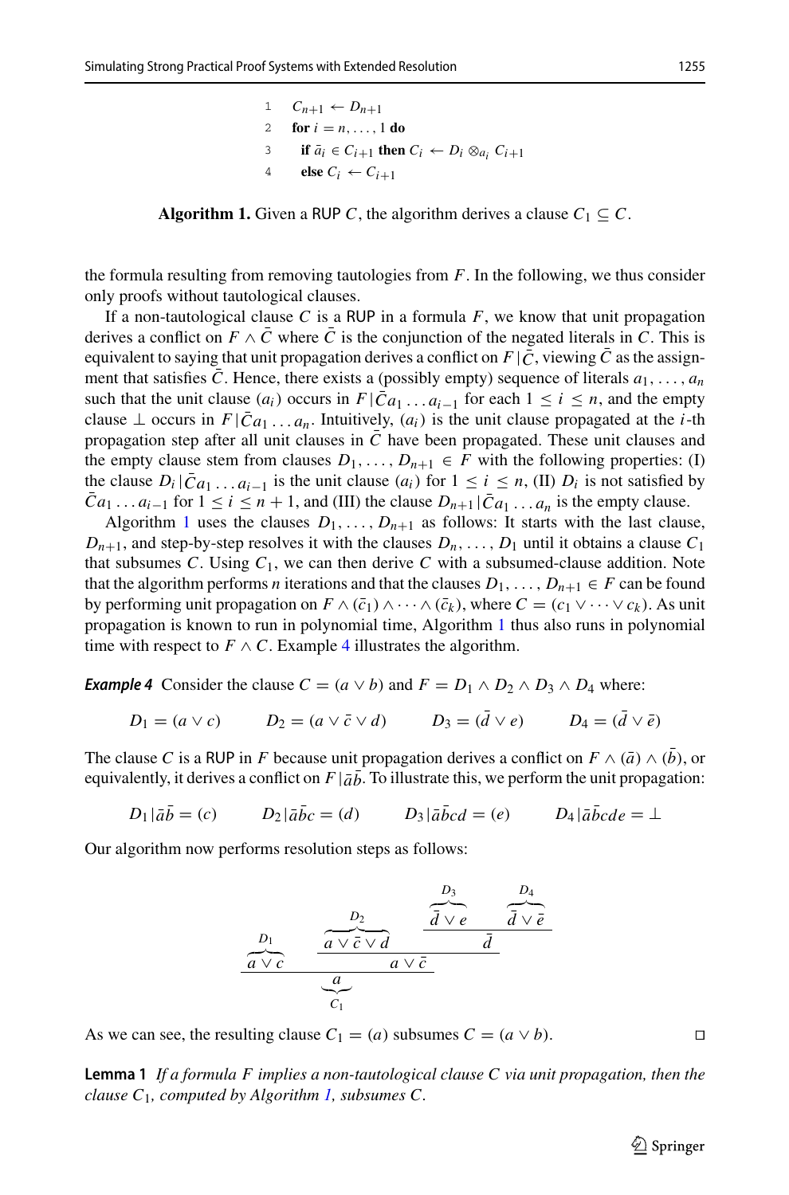```
1  C_{n+1} ← D_{n+1}
2  for i = n, ..., 1 do
3    if ā_i ∈ C_{i+1} then C_i ← D_i ⊗_{a_i} C_{i+1}
4    else C_i ← C_{i+1}
```

**Algorithm 1.** Given a RUP $C$, the algorithm derives a clause $C_1 \subseteq C$.

the formula resulting from removing tautologies from $F$. In the following, we thus consider only proofs without tautological clauses.

If a non-tautological clause $C$ is a RUP in a formula $F$, we know that unit propagation derives a conflict on $F \wedge \bar{C}$ where $\bar{C}$ is the conjunction of the negated literals in $C$. This is equivalent to saying that unit propagation derives a conflict on $F|\bar{C}$, viewing $\bar{C}$ as the assignment that satisfies $\bar{C}$. Hence, there exists a (possibly empty) sequence of literals $a_1, \dots, a_n$ such that the unit clause $(a_i)$ occurs in $F|\bar{C}a_1 \dots a_{i-1}$ for each $1 \le i \le n$, and the empty clause $\bot$ occurs in $F|\bar{C}a_1 \dots a_n$. Intuitively, $(a_i)$ is the unit clause propagated at the $i$-th propagation step after all unit clauses in $\bar{C}$ have been propagated. These unit clauses and the empty clause stem from clauses $D_1, \dots, D_{n+1} \in F$ with the following properties: (I) the clause $D_i|\bar{C}a_1 \dots a_{i-1}$ is the unit clause $(a_i)$ for $1 \le i \le n$, (II) $D_i$ is not satisfied by $\bar{C}a_1 \dots a_{i-1}$ for $1 \le i \le n+1$, and (III) the clause $D_{n+1}|\bar{C}a_1 \dots a_n$ is the empty clause.

Algorithm 1 uses the clauses $D_1, \dots, D_{n+1}$ as follows: It starts with the last clause, $D_{n+1}$, and step-by-step resolves it with the clauses $D_n, \dots, D_1$ until it obtains a clause $C_1$ that subsumes $C$. Using $C_1$, we can then derive $C$ with a subsumed-clause addition. Note that the algorithm performs $n$ iterations and that the clauses $D_1, \dots, D_{n+1} \in F$ can be found by performing unit propagation on $F \wedge (\bar{c}_1) \wedge \dots \wedge (\bar{c}_k)$, where $C = (c_1 \vee \dots \vee c_k)$. As unit propagation is known to run in polynomial time, Algorithm 1 thus also runs in polynomial time with respect to $F \wedge C$. Example 4 illustrates the algorithm.

***Example 4*** Consider the clause $C = (a \vee b)$ and $F = D_1 \wedge D_2 \wedge D_3 \wedge D_4$ where:

$$D_1 = (a \vee c) \qquad D_2 = (a \vee \bar{c} \vee d) \qquad D_3 = (\bar{d} \vee e) \qquad D_4 = (\bar{d} \vee \bar{e})$$

The clause $C$ is a RUP in $F$ because unit propagation derives a conflict on $F \wedge (\bar{a}) \wedge (\bar{b})$, or equivalently, it derives a conflict on $F|\bar{a}\bar{b}$. To illustrate this, we perform the unit propagation:

$$D_1|\bar{a}\bar{b} = (c) \qquad D_2|\bar{a}\bar{b}c = (d) \qquad D_3|\bar{a}\bar{b}cd = (e) \qquad D_4|\bar{a}\bar{b}cde = \bot$$

Our algorithm now performs resolution steps as follows:

$$\dfrac{\overbrace{a \vee c}^{D_1} \qquad \dfrac{\overbrace{a \vee \bar{c} \vee d}^{D_2} \qquad \dfrac{\overbrace{\bar{d} \vee e}^{D_3} \qquad \overbrace{\bar{d} \vee \bar{e}}^{D_4}}{\bar{d}}}{a \vee \bar{c}}}{\underbrace{a}_{C_1}}$$

As we can see, the resulting clause $C_1 = (a)$ subsumes $C = (a \vee b)$. □

**Lemma 1** *If a formula $F$ implies a non-tautological clause $C$ via unit propagation, then the clause $C_1$, computed by Algorithm 1, subsumes $C$.*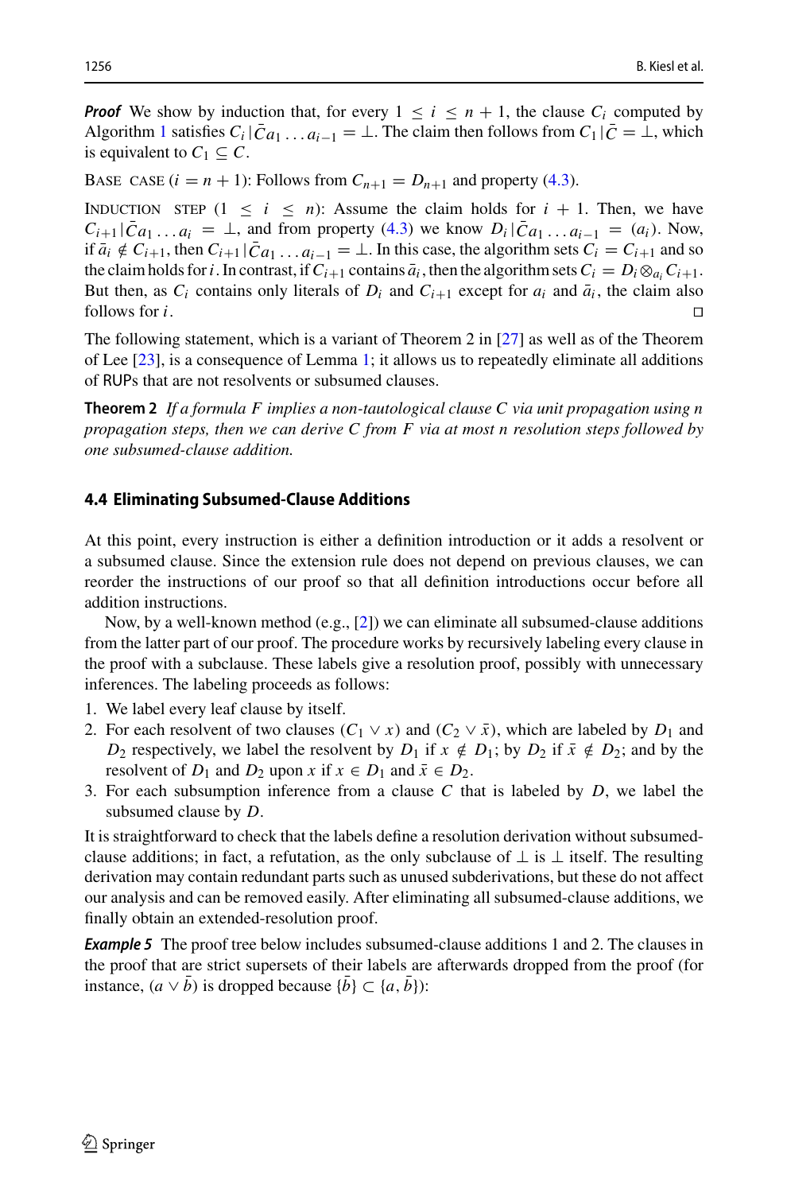***Proof*** We show by induction that, for every $1 \leq i \leq n+1$, the clause $C_i$ computed by Algorithm 1 satisfies $C_i \,|\, \bar{C} a_1 \ldots a_{i-1} = \bot$. The claim then follows from $C_1 \,|\, \bar{C} = \bot$, which is equivalent to $C_1 \subseteq C$.

Base case ($i = n+1$): Follows from $C_{n+1} = D_{n+1}$ and property (4.3).

Induction step ($1 \leq i \leq n$): Assume the claim holds for $i+1$. Then, we have $C_{i+1} \,|\, \bar{C} a_1 \ldots a_i = \bot$, and from property (4.3) we know $D_i \,|\, \bar{C} a_1 \ldots a_{i-1} = (a_i)$. Now, if $\bar{a}_i \notin C_{i+1}$, then $C_{i+1} \,|\, \bar{C} a_1 \ldots a_{i-1} = \bot$. In this case, the algorithm sets $C_i = C_{i+1}$ and so the claim holds for $i$. In contrast, if $C_{i+1}$ contains $\bar{a}_i$, then the algorithm sets $C_i = D_i \otimes_{a_i} C_{i+1}$. But then, as $C_i$ contains only literals of $D_i$ and $C_{i+1}$ except for $a_i$ and $\bar{a}_i$, the claim also follows for $i$. □

The following statement, which is a variant of Theorem 2 in [27] as well as of the Theorem of Lee [23], is a consequence of Lemma 1; it allows us to repeatedly eliminate all additions of RUPs that are not resolvents or subsumed clauses.

**Theorem 2** *If a formula $F$ implies a non-tautological clause $C$ via unit propagation using $n$ propagation steps, then we can derive $C$ from $F$ via at most $n$ resolution steps followed by one subsumed-clause addition.*

### 4.4 Eliminating Subsumed-Clause Additions

At this point, every instruction is either a definition introduction or it adds a resolvent or a subsumed clause. Since the extension rule does not depend on previous clauses, we can reorder the instructions of our proof so that all definition introductions occur before all addition instructions.

Now, by a well-known method (e.g., [2]) we can eliminate all subsumed-clause additions from the latter part of our proof. The procedure works by recursively labeling every clause in the proof with a subclause. These labels give a resolution proof, possibly with unnecessary inferences. The labeling proceeds as follows:

1. We label every leaf clause by itself.
2. For each resolvent of two clauses $(C_1 \lor x)$ and $(C_2 \lor \bar{x})$, which are labeled by $D_1$ and $D_2$ respectively, we label the resolvent by $D_1$ if $x \notin D_1$; by $D_2$ if $\bar{x} \notin D_2$; and by the resolvent of $D_1$ and $D_2$ upon $x$ if $x \in D_1$ and $\bar{x} \in D_2$.
3. For each subsumption inference from a clause $C$ that is labeled by $D$, we label the subsumed clause by $D$.

It is straightforward to check that the labels define a resolution derivation without subsumed-clause additions; in fact, a refutation, as the only subclause of $\bot$ is $\bot$ itself. The resulting derivation may contain redundant parts such as unused subderivations, but these do not affect our analysis and can be removed easily. After eliminating all subsumed-clause additions, we finally obtain an extended-resolution proof.

***Example 5*** The proof tree below includes subsumed-clause additions 1 and 2. The clauses in the proof that are strict supersets of their labels are afterwards dropped from the proof (for instance, $(a \lor \bar{b})$ is dropped because $\{\bar{b}\} \subset \{a, \bar{b}\}$):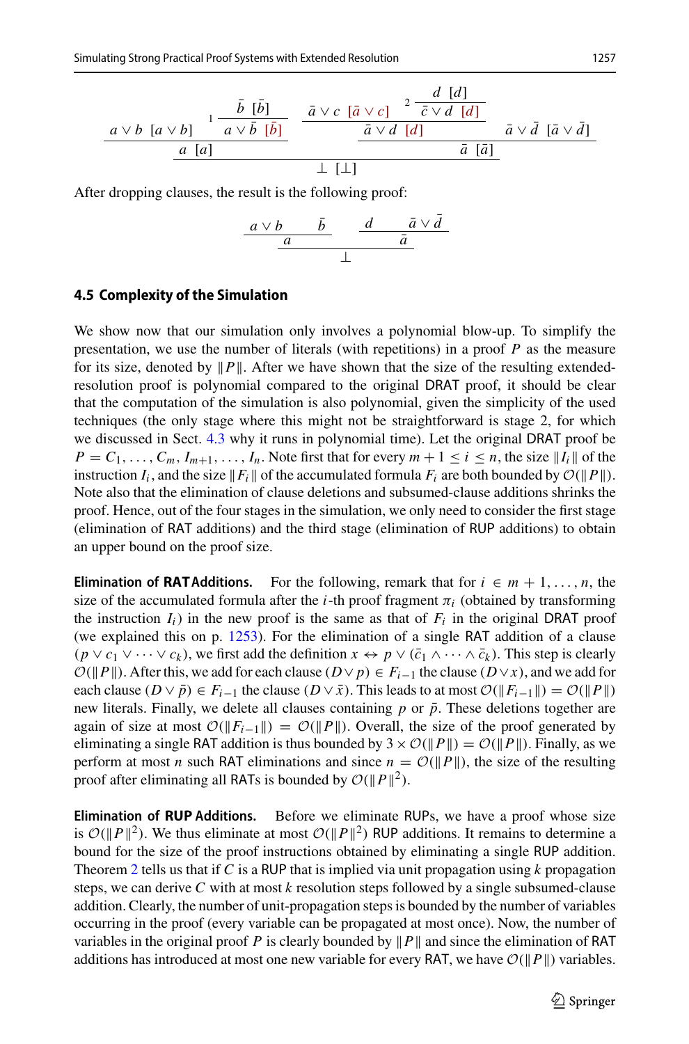$$
\cfrac{a \vee b\ [a \vee b] \qquad {}^{1}\cfrac{\bar{b}\ [\bar{b}]}{a \vee \bar{b}\ \ [\bar{b}]}}{a\ [a]}
\qquad
\cfrac{\cfrac{\bar{a} \vee c\ \ [\bar{a} \vee c] \qquad {}^{2}\cfrac{d\ \ [d]}{\bar{c} \vee d\ \ [d]}}{\bar{a} \vee d\ \ [d]} \qquad \bar{a} \vee \bar{d}\ \ [\bar{a} \vee \bar{d}]}{\bar{a}\ \ [\bar{a}]}
\quad \Longrightarrow \quad \bot\ [\bot]
$$

After dropping clauses, the result is the following proof:

$$
\cfrac{\cfrac{a \vee b \qquad \bar{b}}{a} \qquad \cfrac{d \qquad \bar{a} \vee \bar{d}}{\bar{a}}}{\bot}
$$

### 4.5 Complexity of the Simulation

We show now that our simulation only involves a polynomial blow-up. To simplify the presentation, we use the number of literals (with repetitions) in a proof $P$ as the measure for its size, denoted by $\|P\|$. After we have shown that the size of the resulting extended-resolution proof is polynomial compared to the original DRAT proof, it should be clear that the computation of the simulation is also polynomial, given the simplicity of the used techniques (the only stage where this might not be straightforward is stage 2, for which we discussed in Sect. 4.3 why it runs in polynomial time). Let the original DRAT proof be $P = C_1, \ldots, C_m, I_{m+1}, \ldots, I_n$. Note first that for every $m + 1 \leq i \leq n$, the size $\|I_i\|$ of the instruction $I_i$, and the size $\|F_i\|$ of the accumulated formula $F_i$ are both bounded by $\mathcal{O}(\|P\|)$. Note also that the elimination of clause deletions and subsumed-clause additions shrinks the proof. Hence, out of the four stages in the simulation, we only need to consider the first stage (elimination of RAT additions) and the third stage (elimination of RUP additions) to obtain an upper bound on the proof size.

**Elimination of RAT Additions.** For the following, remark that for $i \in m + 1, \ldots, n$, the size of the accumulated formula after the $i$-th proof fragment $\pi_i$ (obtained by transforming the instruction $I_i$) in the new proof is the same as that of $F_i$ in the original DRAT proof (we explained this on p. 1253). For the elimination of a single RAT addition of a clause $(p \vee c_1 \vee \cdots \vee c_k)$, we first add the definition $x \leftrightarrow p \vee (\bar{c}_1 \wedge \cdots \wedge \bar{c}_k)$. This step is clearly $\mathcal{O}(\|P\|)$. After this, we add for each clause $(D \vee p) \in F_{i-1}$ the clause $(D \vee x)$, and we add for each clause $(D \vee \bar{p}) \in F_{i-1}$ the clause $(D \vee \bar{x})$. This leads to at most $\mathcal{O}(\|F_{i-1}\|) = \mathcal{O}(\|P\|)$ new literals. Finally, we delete all clauses containing $p$ or $\bar{p}$. These deletions together are again of size at most $\mathcal{O}(\|F_{i-1}\|) = \mathcal{O}(\|P\|)$. Overall, the size of the proof generated by eliminating a single RAT addition is thus bounded by $3 \times \mathcal{O}(\|P\|) = \mathcal{O}(\|P\|)$. Finally, as we perform at most $n$ such RAT eliminations and since $n = \mathcal{O}(\|P\|)$, the size of the resulting proof after eliminating all RATs is bounded by $\mathcal{O}(\|P\|^2)$.

**Elimination of RUP Additions.** Before we eliminate RUPs, we have a proof whose size is $\mathcal{O}(\|P\|^2)$. We thus eliminate at most $\mathcal{O}(\|P\|^2)$ RUP additions. It remains to determine a bound for the size of the proof instructions obtained by eliminating a single RUP addition. Theorem 2 tells us that if $C$ is a RUP that is implied via unit propagation using $k$ propagation steps, we can derive $C$ with at most $k$ resolution steps followed by a single subsumed-clause addition. Clearly, the number of unit-propagation steps is bounded by the number of variables occurring in the proof (every variable can be propagated at most once). Now, the number of variables in the original proof $P$ is clearly bounded by $\|P\|$ and since the elimination of RAT additions has introduced at most one new variable for every RAT, we have $\mathcal{O}(\|P\|)$ variables.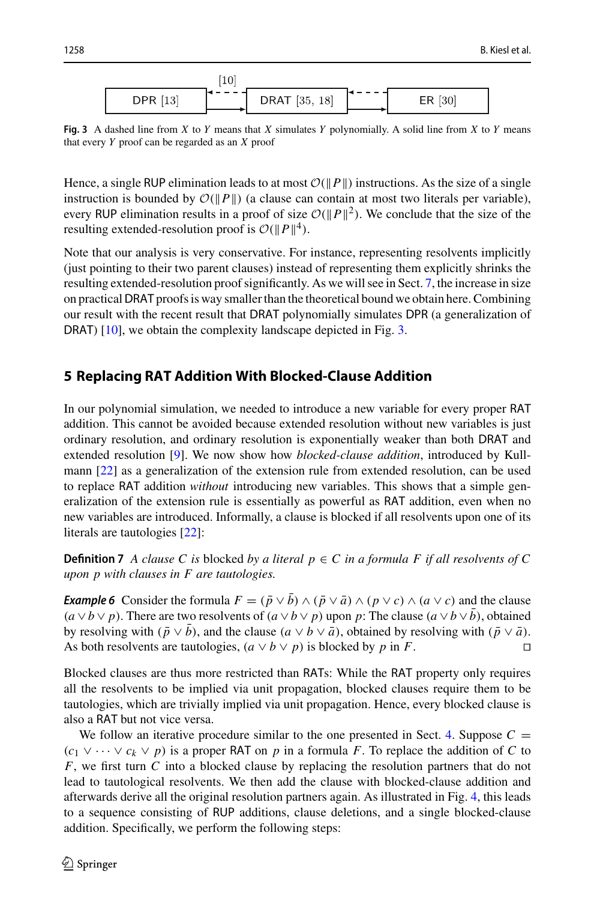DPR [13] ⟵ - - - [10] - - - DRAT [35, 18] ⟵ - - - ER [30]

**Fig. 3** A dashed line from $X$ to $Y$ means that $X$ simulates $Y$ polynomially. A solid line from $X$ to $Y$ means that every $Y$ proof can be regarded as an $X$ proof

Hence, a single RUP elimination leads to at most $\mathcal{O}(\|P\|)$ instructions. As the size of a single instruction is bounded by $\mathcal{O}(\|P\|)$ (a clause can contain at most two literals per variable), every RUP elimination results in a proof of size $\mathcal{O}(\|P\|^2)$. We conclude that the size of the resulting extended-resolution proof is $\mathcal{O}(\|P\|^4)$.

Note that our analysis is very conservative. For instance, representing resolvents implicitly (just pointing to their two parent clauses) instead of representing them explicitly shrinks the resulting extended-resolution proof significantly. As we will see in Sect. 7, the increase in size on practical DRAT proofs is way smaller than the theoretical bound we obtain here. Combining our result with the recent result that DRAT polynomially simulates DPR (a generalization of DRAT) [10], we obtain the complexity landscape depicted in Fig. 3.

## 5 Replacing RAT Addition With Blocked-Clause Addition

In our polynomial simulation, we needed to introduce a new variable for every proper RAT addition. This cannot be avoided because extended resolution without new variables is just ordinary resolution, and ordinary resolution is exponentially weaker than both DRAT and extended resolution [9]. We now show how *blocked-clause addition*, introduced by Kullmann [22] as a generalization of the extension rule from extended resolution, can be used to replace RAT addition *without* introducing new variables. This shows that a simple generalization of the extension rule is essentially as powerful as RAT addition, even when no new variables are introduced. Informally, a clause is blocked if all resolvents upon one of its literals are tautologies [22]:

**Definition 7** *A clause $C$ is* blocked *by a literal $p \in C$ in a formula $F$ if all resolvents of $C$ upon $p$ with clauses in $F$ are tautologies.*

***Example 6*** Consider the formula $F = (\bar{p} \vee \bar{b}) \wedge (\bar{p} \vee \bar{a}) \wedge (p \vee c) \wedge (a \vee c)$ and the clause $(a \vee b \vee p)$. There are two resolvents of $(a \vee b \vee p)$ upon $p$: The clause $(a \vee b \vee \bar{b})$, obtained by resolving with $(\bar{p} \vee \bar{b})$, and the clause $(a \vee b \vee \bar{a})$, obtained by resolving with $(\bar{p} \vee \bar{a})$. As both resolvents are tautologies, $(a \vee b \vee p)$ is blocked by $p$ in $F$. □

Blocked clauses are thus more restricted than RATs: While the RAT property only requires all the resolvents to be implied via unit propagation, blocked clauses require them to be tautologies, which are trivially implied via unit propagation. Hence, every blocked clause is also a RAT but not vice versa.

We follow an iterative procedure similar to the one presented in Sect. 4. Suppose $C = (c_1 \vee \cdots \vee c_k \vee p)$ is a proper RAT on $p$ in a formula $F$. To replace the addition of $C$ to $F$, we first turn $C$ into a blocked clause by replacing the resolution partners that do not lead to tautological resolvents. We then add the clause with blocked-clause addition and afterwards derive all the original resolution partners again. As illustrated in Fig. 4, this leads to a sequence consisting of RUP additions, clause deletions, and a single blocked-clause addition. Specifically, we perform the following steps: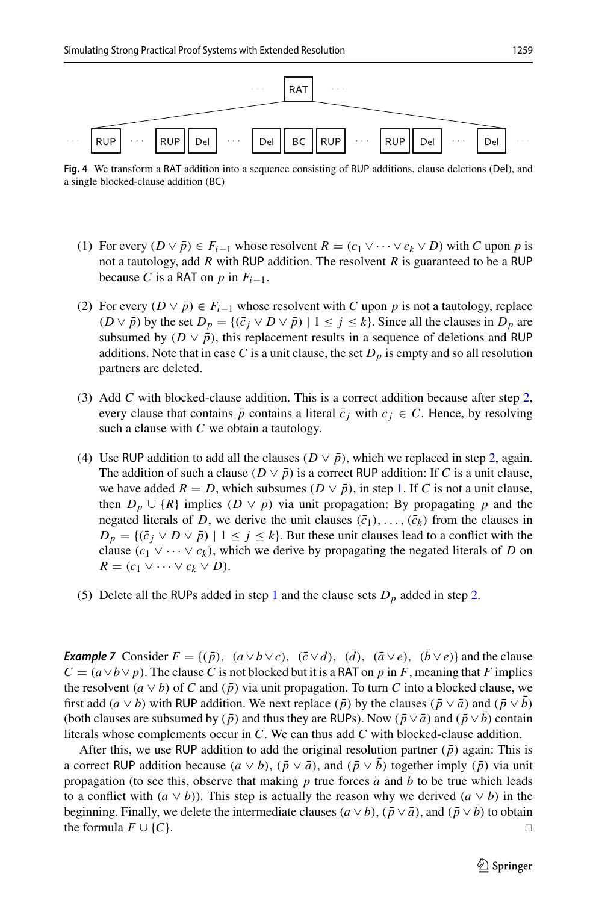**Fig. 4** We transform a RAT addition into a sequence consisting of RUP additions, clause deletions (Del), and a single blocked-clause addition (BC)

(1) For every $(D \lor \bar{p}) \in F_{i-1}$ whose resolvent $R = (c_1 \lor \cdots \lor c_k \lor D)$ with $C$ upon $p$ is not a tautology, add $R$ with RUP addition. The resolvent $R$ is guaranteed to be a RUP because $C$ is a RAT on $p$ in $F_{i-1}$.

(2) For every $(D \lor \bar{p}) \in F_{i-1}$ whose resolvent with $C$ upon $p$ is not a tautology, replace $(D \lor \bar{p})$ by the set $D_p = \{(\bar{c}_j \lor D \lor \bar{p}) \mid 1 \leq j \leq k\}$. Since all the clauses in $D_p$ are subsumed by $(D \lor \bar{p})$, this replacement results in a sequence of deletions and RUP additions. Note that in case $C$ is a unit clause, the set $D_p$ is empty and so all resolution partners are deleted.

(3) Add $C$ with blocked-clause addition. This is a correct addition because after step 2, every clause that contains $\bar{p}$ contains a literal $\bar{c}_j$ with $c_j \in C$. Hence, by resolving such a clause with $C$ we obtain a tautology.

(4) Use RUP addition to add all the clauses $(D \lor \bar{p})$, which we replaced in step 2, again. The addition of such a clause $(D \lor \bar{p})$ is a correct RUP addition: If $C$ is a unit clause, we have added $R = D$, which subsumes $(D \lor \bar{p})$, in step 1. If $C$ is not a unit clause, then $D_p \cup \{R\}$ implies $(D \lor \bar{p})$ via unit propagation: By propagating $p$ and the negated literals of $D$, we derive the unit clauses $(\bar{c}_1), \ldots, (\bar{c}_k)$ from the clauses in $D_p = \{(\bar{c}_j \lor D \lor \bar{p}) \mid 1 \leq j \leq k\}$. But these unit clauses lead to a conflict with the clause $(c_1 \lor \cdots \lor c_k)$, which we derive by propagating the negated literals of $D$ on $R = (c_1 \lor \cdots \lor c_k \lor D)$.

(5) Delete all the RUPs added in step 1 and the clause sets $D_p$ added in step 2.

***Example 7*** Consider $F = \{(\bar{p}),\ (a \lor b \lor c),\ (\bar{c} \lor d),\ (\bar{d}),\ (\bar{a} \lor e),\ (\bar{b} \lor e)\}$ and the clause $C = (a \lor b \lor p)$. The clause $C$ is not blocked but it is a RAT on $p$ in $F$, meaning that $F$ implies the resolvent $(a \lor b)$ of $C$ and $(\bar{p})$ via unit propagation. To turn $C$ into a blocked clause, we first add $(a \lor b)$ with RUP addition. We next replace $(\bar{p})$ by the clauses $(\bar{p} \lor \bar{a})$ and $(\bar{p} \lor \bar{b})$ (both clauses are subsumed by $(\bar{p})$ and thus they are RUPs). Now $(\bar{p} \lor \bar{a})$ and $(\bar{p} \lor \bar{b})$ contain literals whose complements occur in $C$. We can thus add $C$ with blocked-clause addition.

After this, we use RUP addition to add the original resolution partner $(\bar{p})$ again: This is a correct RUP addition because $(a \lor b)$, $(\bar{p} \lor \bar{a})$, and $(\bar{p} \lor \bar{b})$ together imply $(\bar{p})$ via unit propagation (to see this, observe that making $p$ true forces $\bar{a}$ and $\bar{b}$ to be true which leads to a conflict with $(a \lor b)$). This step is actually the reason why we derived $(a \lor b)$ in the beginning. Finally, we delete the intermediate clauses $(a \lor b)$, $(\bar{p} \lor \bar{a})$, and $(\bar{p} \lor \bar{b})$ to obtain the formula $F \cup \{C\}$. □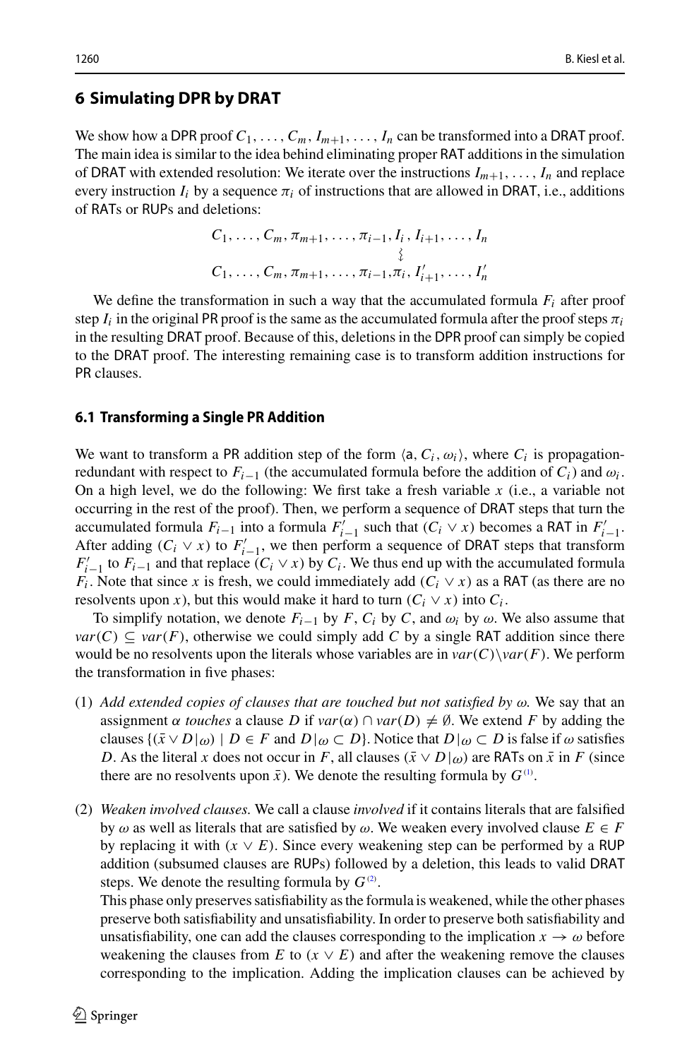## 6 Simulating DPR by DRAT

We show how a DPR proof $C_1, \dots, C_m, I_{m+1}, \dots, I_n$ can be transformed into a DRAT proof. The main idea is similar to the idea behind eliminating proper RAT additions in the simulation of DRAT with extended resolution: We iterate over the instructions $I_{m+1}, \dots, I_n$ and replace every instruction $I_i$ by a sequence $\pi_i$ of instructions that are allowed in DRAT, i.e., additions of RATs or RUPs and deletions:

$$
\begin{array}{c}
C_1, \dots, C_m, \pi_{m+1}, \dots, \pi_{i-1}, I_i, I_{i+1}, \dots, I_n \\
\wr \\
C_1, \dots, C_m, \pi_{m+1}, \dots, \pi_{i-1}, \pi_i, I'_{i+1}, \dots, I'_n
\end{array}
$$

We define the transformation in such a way that the accumulated formula $F_i$ after proof step $I_i$ in the original PR proof is the same as the accumulated formula after the proof steps $\pi_i$ in the resulting DRAT proof. Because of this, deletions in the DPR proof can simply be copied to the DRAT proof. The interesting remaining case is to transform addition instructions for PR clauses.

### 6.1 Transforming a Single PR Addition

We want to transform a PR addition step of the form $\langle \mathsf{a}, C_i, \omega_i \rangle$, where $C_i$ is propagation-redundant with respect to $F_{i-1}$ (the accumulated formula before the addition of $C_i$) and $\omega_i$. On a high level, we do the following: We first take a fresh variable $x$ (i.e., a variable not occurring in the rest of the proof). Then, we perform a sequence of DRAT steps that turn the accumulated formula $F_{i-1}$ into a formula $F'_{i-1}$ such that $(C_i \vee x)$ becomes a RAT in $F'_{i-1}$. After adding $(C_i \vee x)$ to $F'_{i-1}$, we then perform a sequence of DRAT steps that transform $F'_{i-1}$ to $F_{i-1}$ and that replace $(C_i \vee x)$ by $C_i$. We thus end up with the accumulated formula $F_i$. Note that since $x$ is fresh, we could immediately add $(C_i \vee x)$ as a RAT (as there are no resolvents upon $x$), but this would make it hard to turn $(C_i \vee x)$ into $C_i$.

To simplify notation, we denote $F_{i-1}$ by $F$, $C_i$ by $C$, and $\omega_i$ by $\omega$. We also assume that $var(C) \subseteq var(F)$, otherwise we could simply add $C$ by a single RAT addition since there would be no resolvents upon the literals whose variables are in $var(C) \setminus var(F)$. We perform the transformation in five phases:

(1) *Add extended copies of clauses that are touched but not satisfied by $\omega$.* We say that an assignment $\alpha$ *touches* a clause $D$ if $var(\alpha) \cap var(D) \neq \emptyset$. We extend $F$ by adding the clauses $\{(\bar{x} \vee D|_\omega) \mid D \in F \text{ and } D|_\omega \subset D\}$. Notice that $D|_\omega \subset D$ is false if $\omega$ satisfies $D$. As the literal $x$ does not occur in $F$, all clauses $(\bar{x} \vee D|_\omega)$ are RATs on $\bar{x}$ in $F$ (since there are no resolvents upon $\bar{x}$). We denote the resulting formula by $G^{(1)}$.

(2) *Weaken involved clauses.* We call a clause *involved* if it contains literals that are falsified by $\omega$ as well as literals that are satisfied by $\omega$. We weaken every involved clause $E \in F$ by replacing it with $(x \vee E)$. Since every weakening step can be performed by a RUP addition (subsumed clauses are RUPs) followed by a deletion, this leads to valid DRAT steps. We denote the resulting formula by $G^{(2)}$.
This phase only preserves satisfiability as the formula is weakened, while the other phases preserve both satisfiability and unsatisfiability. In order to preserve both satisfiability and unsatisfiability, one can add the clauses corresponding to the implication $x \rightarrow \omega$ before weakening the clauses from $E$ to $(x \vee E)$ and after the weakening remove the clauses corresponding to the implication. Adding the implication clauses can be achieved by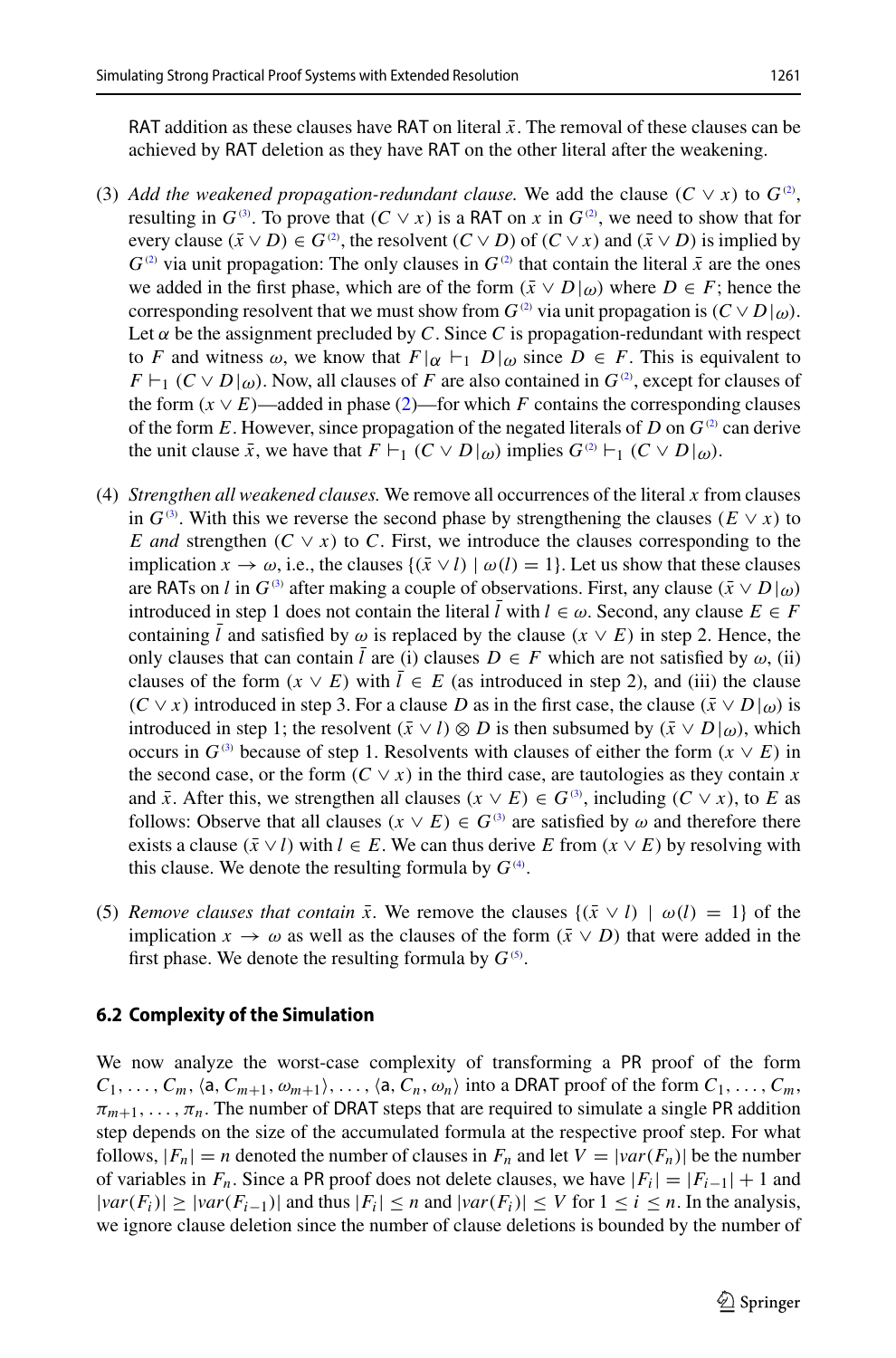RAT addition as these clauses have RAT on literal $\bar{x}$. The removal of these clauses can be achieved by RAT deletion as they have RAT on the other literal after the weakening.

(3) *Add the weakened propagation-redundant clause.* We add the clause $(C \vee x)$ to $G^{(2)}$, resulting in $G^{(3)}$. To prove that $(C \vee x)$ is a RAT on $x$ in $G^{(2)}$, we need to show that for every clause $(\bar{x} \vee D) \in G^{(2)}$, the resolvent $(C \vee D)$ of $(C \vee x)$ and $(\bar{x} \vee D)$ is implied by $G^{(2)}$ via unit propagation: The only clauses in $G^{(2)}$ that contain the literal $\bar{x}$ are the ones we added in the first phase, which are of the form $(\bar{x} \vee D|_\omega)$ where $D \in F$; hence the corresponding resolvent that we must show from $G^{(2)}$ via unit propagation is $(C \vee D|_\omega)$. Let $\alpha$ be the assignment precluded by $C$. Since $C$ is propagation-redundant with respect to $F$ and witness $\omega$, we know that $F|_\alpha \vdash_1 D|_\omega$ since $D \in F$. This is equivalent to $F \vdash_1 (C \vee D|_\omega)$. Now, all clauses of $F$ are also contained in $G^{(2)}$, except for clauses of the form $(x \vee E)$—added in phase (2)—for which $F$ contains the corresponding clauses of the form $E$. However, since propagation of the negated literals of $D$ on $G^{(2)}$ can derive the unit clause $\bar{x}$, we have that $F \vdash_1 (C \vee D|_\omega)$ implies $G^{(2)} \vdash_1 (C \vee D|_\omega)$.

(4) *Strengthen all weakened clauses.* We remove all occurrences of the literal $x$ from clauses in $G^{(3)}$. With this we reverse the second phase by strengthening the clauses $(E \vee x)$ to $E$ *and* strengthen $(C \vee x)$ to $C$. First, we introduce the clauses corresponding to the implication $x \rightarrow \omega$, i.e., the clauses $\{(\bar{x} \vee l) \mid \omega(l) = 1\}$. Let us show that these clauses are RATs on $l$ in $G^{(3)}$ after making a couple of observations. First, any clause $(\bar{x} \vee D|_\omega)$ introduced in step 1 does not contain the literal $\bar{l}$ with $l \in \omega$. Second, any clause $E \in F$ containing $\bar{l}$ and satisfied by $\omega$ is replaced by the clause $(x \vee E)$ in step 2. Hence, the only clauses that can contain $\bar{l}$ are (i) clauses $D \in F$ which are not satisfied by $\omega$, (ii) clauses of the form $(x \vee E)$ with $\bar{l} \in E$ (as introduced in step 2), and (iii) the clause $(C \vee x)$ introduced in step 3. For a clause $D$ as in the first case, the clause $(\bar{x} \vee D|_\omega)$ is introduced in step 1; the resolvent $(\bar{x} \vee l) \otimes D$ is then subsumed by $(\bar{x} \vee D|_\omega)$, which occurs in $G^{(3)}$ because of step 1. Resolvents with clauses of either the form $(x \vee E)$ in the second case, or the form $(C \vee x)$ in the third case, are tautologies as they contain $x$ and $\bar{x}$. After this, we strengthen all clauses $(x \vee E) \in G^{(3)}$, including $(C \vee x)$, to $E$ as follows: Observe that all clauses $(x \vee E) \in G^{(3)}$ are satisfied by $\omega$ and therefore there exists a clause $(\bar{x} \vee l)$ with $l \in E$. We can thus derive $E$ from $(x \vee E)$ by resolving with this clause. We denote the resulting formula by $G^{(4)}$.

(5) *Remove clauses that contain $\bar{x}$.* We remove the clauses $\{(\bar{x} \vee l) \mid \omega(l) = 1\}$ of the implication $x \rightarrow \omega$ as well as the clauses of the form $(\bar{x} \vee D)$ that were added in the first phase. We denote the resulting formula by $G^{(5)}$.

### 6.2 Complexity of the Simulation

We now analyze the worst-case complexity of transforming a PR proof of the form $C_1, \ldots, C_m, \langle \mathsf{a}, C_{m+1}, \omega_{m+1} \rangle, \ldots, \langle \mathsf{a}, C_n, \omega_n \rangle$ into a DRAT proof of the form $C_1, \ldots, C_m, \pi_{m+1}, \ldots, \pi_n$. The number of DRAT steps that are required to simulate a single PR addition step depends on the size of the accumulated formula at the respective proof step. For what follows, $|F_n| = n$ denoted the number of clauses in $F_n$ and let $V = |var(F_n)|$ be the number of variables in $F_n$. Since a PR proof does not delete clauses, we have $|F_i| = |F_{i-1}| + 1$ and $|var(F_i)| \geq |var(F_{i-1})|$ and thus $|F_i| \leq n$ and $|var(F_i)| \leq V$ for $1 \leq i \leq n$. In the analysis, we ignore clause deletion since the number of clause deletions is bounded by the number of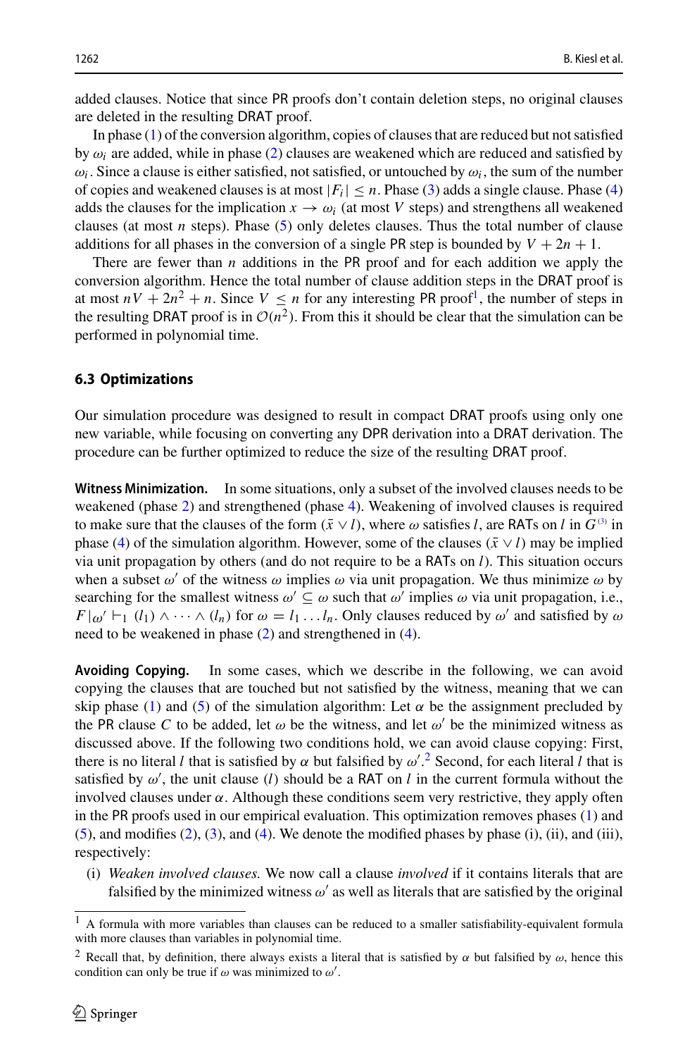added clauses. Notice that since PR proofs don't contain deletion steps, no original clauses are deleted in the resulting DRAT proof.

In phase (1) of the conversion algorithm, copies of clauses that are reduced but not satisfied by $\omega_i$ are added, while in phase (2) clauses are weakened which are reduced and satisfied by $\omega_i$. Since a clause is either satisfied, not satisfied, or untouched by $\omega_i$, the sum of the number of copies and weakened clauses is at most $|F_i| \leq n$. Phase (3) adds a single clause. Phase (4) adds the clauses for the implication $x \rightarrow \omega_i$ (at most $V$ steps) and strengthens all weakened clauses (at most $n$ steps). Phase (5) only deletes clauses. Thus the total number of clause additions for all phases in the conversion of a single PR step is bounded by $V + 2n + 1$.

There are fewer than $n$ additions in the PR proof and for each addition we apply the conversion algorithm. Hence the total number of clause addition steps in the DRAT proof is at most $nV + 2n^2 + n$. Since $V \leq n$ for any interesting PR proof[1], the number of steps in the resulting DRAT proof is in $\mathcal{O}(n^2)$. From this it should be clear that the simulation can be performed in polynomial time.

### 6.3 Optimizations

Our simulation procedure was designed to result in compact DRAT proofs using only one new variable, while focusing on converting any DPR derivation into a DRAT derivation. The procedure can be further optimized to reduce the size of the resulting DRAT proof.

**Witness Minimization.** In some situations, only a subset of the involved clauses needs to be weakened (phase 2) and strengthened (phase 4). Weakening of involved clauses is required to make sure that the clauses of the form $(\bar{x} \vee l)$, where $\omega$ satisfies $l$, are RATs on $l$ in $G^{(3)}$ in phase (4) of the simulation algorithm. However, some of the clauses $(\bar{x} \vee l)$ may be implied via unit propagation by others (and do not require to be a RATs on $l$). This situation occurs when a subset $\omega'$ of the witness $\omega$ implies $\omega$ via unit propagation. We thus minimize $\omega$ by searching for the smallest witness $\omega' \subseteq \omega$ such that $\omega'$ implies $\omega$ via unit propagation, i.e., $F\,|_{\omega'} \vdash_1 (l_1) \wedge \cdots \wedge (l_n)$ for $\omega = l_1 \ldots l_n$. Only clauses reduced by $\omega'$ and satisfied by $\omega$ need to be weakened in phase (2) and strengthened in (4).

**Avoiding Copying.** In some cases, which we describe in the following, we can avoid copying the clauses that are touched but not satisfied by the witness, meaning that we can skip phase (1) and (5) of the simulation algorithm: Let $\alpha$ be the assignment precluded by the PR clause $C$ to be added, let $\omega$ be the witness, and let $\omega'$ be the minimized witness as discussed above. If the following two conditions hold, we can avoid clause copying: First, there is no literal $l$ that is satisfied by $\alpha$ but falsified by $\omega'$.[2] Second, for each literal $l$ that is satisfied by $\omega'$, the unit clause $(l)$ should be a RAT on $l$ in the current formula without the involved clauses under $\alpha$. Although these conditions seem very restrictive, they apply often in the PR proofs used in our empirical evaluation. This optimization removes phases (1) and (5), and modifies (2), (3), and (4). We denote the modified phases by phase (i), (ii), and (iii), respectively:

(i) *Weaken involved clauses.* We now call a clause *involved* if it contains literals that are falsified by the minimized witness $\omega'$ as well as literals that are satisfied by the original

---

[1] A formula with more variables than clauses can be reduced to a smaller satisfiability-equivalent formula with more clauses than variables in polynomial time.

[2] Recall that, by definition, there always exists a literal that is satisfied by $\alpha$ but falsified by $\omega$, hence this condition can only be true if $\omega$ was minimized to $\omega'$.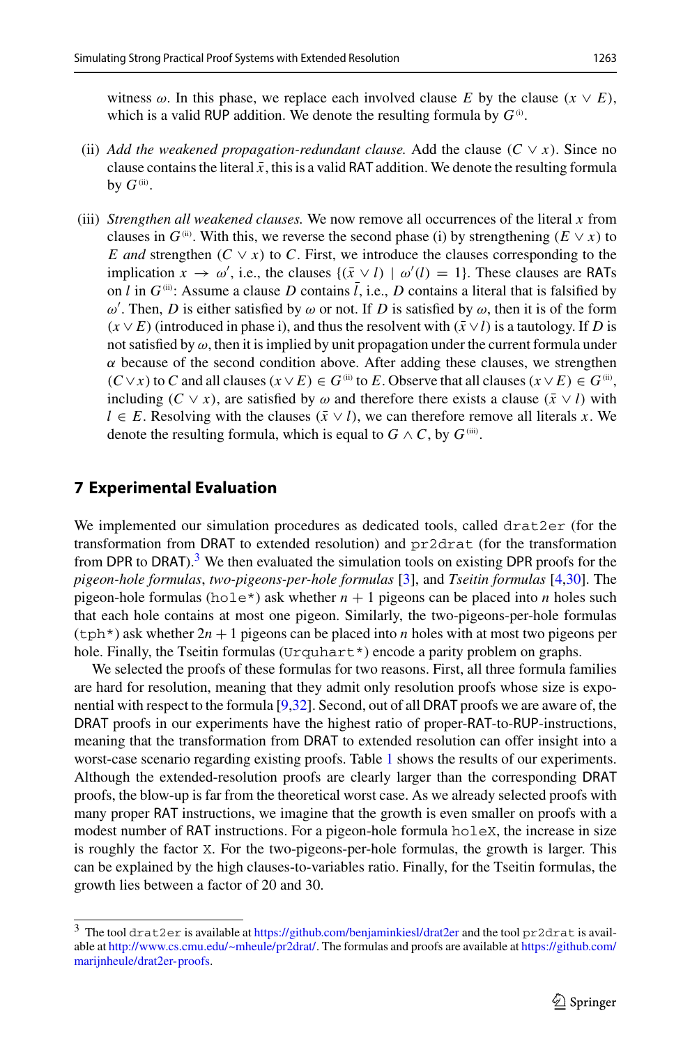witness $\omega$. In this phase, we replace each involved clause $E$ by the clause $(x \vee E)$, which is a valid RUP addition. We denote the resulting formula by $G^{(i)}$.

(ii) *Add the weakened propagation-redundant clause.* Add the clause $(C \vee x)$. Since no clause contains the literal $\bar{x}$, this is a valid RAT addition. We denote the resulting formula by $G^{(ii)}$.

(iii) *Strengthen all weakened clauses.* We now remove all occurrences of the literal $x$ from clauses in $G^{(ii)}$. With this, we reverse the second phase (i) by strengthening $(E \vee x)$ to $E$ *and* strengthen $(C \vee x)$ to $C$. First, we introduce the clauses corresponding to the implication $x \rightarrow \omega'$, i.e., the clauses $\{(\bar{x} \vee l) \mid \omega'(l) = 1\}$. These clauses are RATs on $l$ in $G^{(ii)}$: Assume a clause $D$ contains $\bar{l}$, i.e., $D$ contains a literal that is falsified by $\omega'$. Then, $D$ is either satisfied by $\omega$ or not. If $D$ is satisfied by $\omega$, then it is of the form $(x \vee E)$ (introduced in phase i), and thus the resolvent with $(\bar{x} \vee l)$ is a tautology. If $D$ is not satisfied by $\omega$, then it is implied by unit propagation under the current formula under $\alpha$ because of the second condition above. After adding these clauses, we strengthen $(C \vee x)$ to $C$ and all clauses $(x \vee E) \in G^{(ii)}$ to $E$. Observe that all clauses $(x \vee E) \in G^{(ii)}$, including $(C \vee x)$, are satisfied by $\omega$ and therefore there exists a clause $(\bar{x} \vee l)$ with $l \in E$. Resolving with the clauses $(\bar{x} \vee l)$, we can therefore remove all literals $x$. We denote the resulting formula, which is equal to $G \wedge C$, by $G^{(iii)}$.

## 7 Experimental Evaluation

We implemented our simulation procedures as dedicated tools, called `drat2er` (for the transformation from DRAT to extended resolution) and `pr2drat` (for the transformation from DPR to DRAT).[3] We then evaluated the simulation tools on existing DPR proofs for the *pigeon-hole formulas*, *two-pigeons-per-hole formulas* [3], and *Tseitin formulas* [4,30]. The pigeon-hole formulas (`hole*`) ask whether $n+1$ pigeons can be placed into $n$ holes such that each hole contains at most one pigeon. Similarly, the two-pigeons-per-hole formulas (`tph*`) ask whether $2n+1$ pigeons can be placed into $n$ holes with at most two pigeons per hole. Finally, the Tseitin formulas (`Urquhart*`) encode a parity problem on graphs.

We selected the proofs of these formulas for two reasons. First, all three formula families are hard for resolution, meaning that they admit only resolution proofs whose size is exponential with respect to the formula [9,32]. Second, out of all DRAT proofs we are aware of, the DRAT proofs in our experiments have the highest ratio of proper-RAT-to-RUP-instructions, meaning that the transformation from DRAT to extended resolution can offer insight into a worst-case scenario regarding existing proofs. Table 1 shows the results of our experiments. Although the extended-resolution proofs are clearly larger than the corresponding DRAT proofs, the blow-up is far from the theoretical worst case. As we already selected proofs with many proper RAT instructions, we imagine that the growth is even smaller on proofs with a modest number of RAT instructions. For a pigeon-hole formula `holeX`, the increase in size is roughly the factor `X`. For the two-pigeons-per-hole formulas, the growth is larger. This can be explained by the high clauses-to-variables ratio. Finally, for the Tseitin formulas, the growth lies between a factor of 20 and 30.

---

[3] The tool `drat2er` is available at https://github.com/benjaminkiesl/drat2er and the tool `pr2drat` is available at http://www.cs.cmu.edu/~mheule/pr2drat/. The formulas and proofs are available at https://github.com/marijnheule/drat2er-proofs.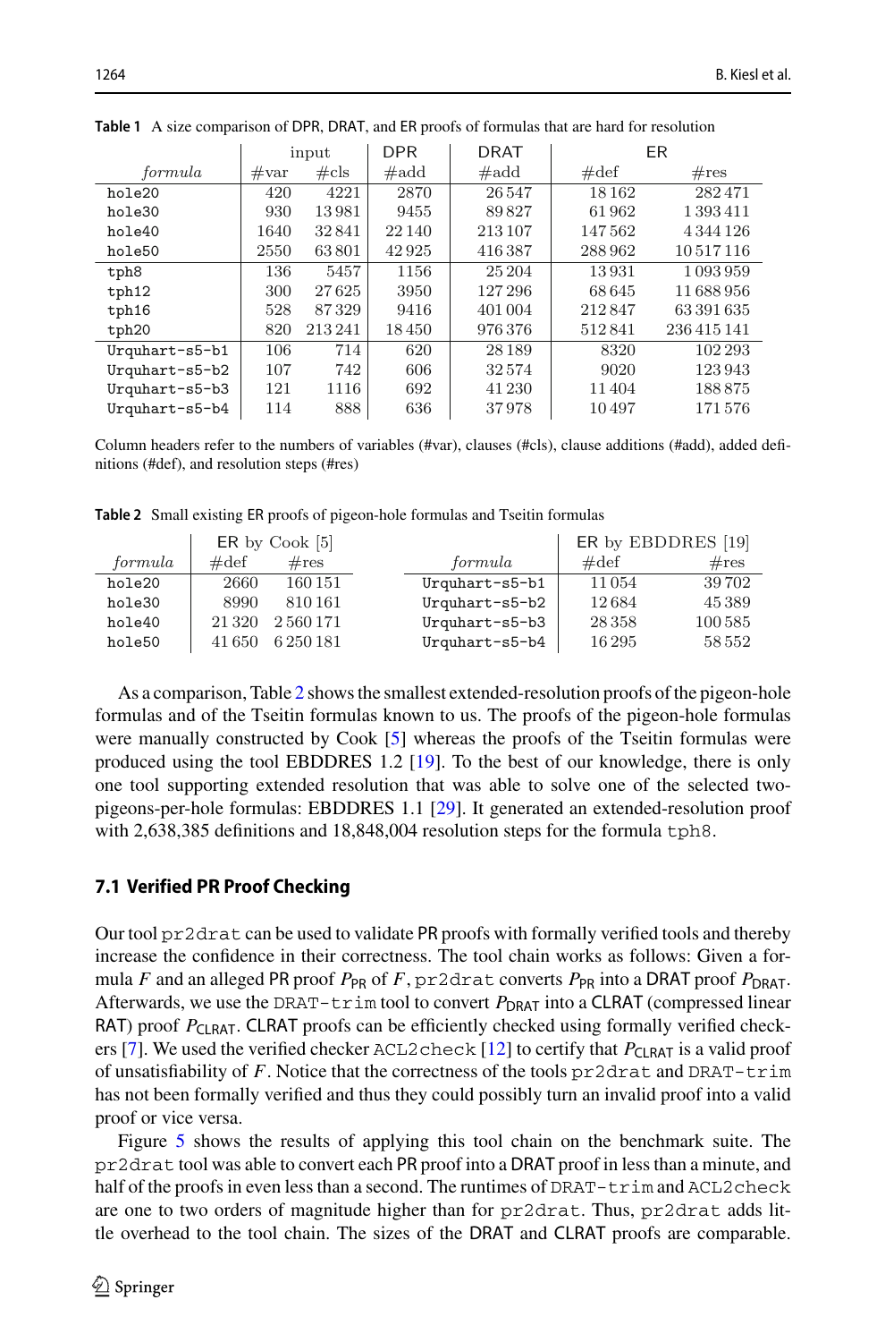**Table 1** A size comparison of DPR, DRAT, and ER proofs of formulas that are hard for resolution

| | input | | DPR | DRAT | ER | |
|---|---|---|---|---|---|---|
| *formula* | #var | #cls | #add | #add | #def | #res |
| hole20 | 420 | 4221 | 2870 | 26 547 | 18 162 | 282 471 |
| hole30 | 930 | 13 981 | 9455 | 89 827 | 61 962 | 1 393 411 |
| hole40 | 1640 | 32 841 | 22 140 | 213 107 | 147 562 | 4 344 126 |
| hole50 | 2550 | 63 801 | 42 925 | 416 387 | 288 962 | 10 517 116 |
| tph8 | 136 | 5457 | 1156 | 25 204 | 13 931 | 1 093 959 |
| tph12 | 300 | 27 625 | 3950 | 127 296 | 68 645 | 11 688 956 |
| tph16 | 528 | 87 329 | 9416 | 401 004 | 212 847 | 63 391 635 |
| tph20 | 820 | 213 241 | 18 450 | 976 376 | 512 841 | 236 415 141 |
| Urquhart-s5-b1 | 106 | 714 | 620 | 28 189 | 8320 | 102 293 |
| Urquhart-s5-b2 | 107 | 742 | 606 | 32 574 | 9020 | 123 943 |
| Urquhart-s5-b3 | 121 | 1116 | 692 | 41 230 | 11 404 | 188 875 |
| Urquhart-s5-b4 | 114 | 888 | 636 | 37 978 | 10 497 | 171 576 |

Column headers refer to the numbers of variables (#var), clauses (#cls), clause additions (#add), added definitions (#def), and resolution steps (#res)

**Table 2** Small existing ER proofs of pigeon-hole formulas and Tseitin formulas

| | ER by Cook [5] | |
|---|---|---|
| *formula* | #def | #res |
| hole20 | 2660 | 160 151 |
| hole30 | 8990 | 810 161 |
| hole40 | 21 320 | 2 560 171 |
| hole50 | 41 650 | 6 250 181 |

| | ER by EBDDRES [19] | |
|---|---|---|
| *formula* | #def | #res |
| Urquhart-s5-b1 | 11 054 | 39 702 |
| Urquhart-s5-b2 | 12 684 | 45 389 |
| Urquhart-s5-b3 | 28 358 | 100 585 |
| Urquhart-s5-b4 | 16 295 | 58 552 |

As a comparison, Table 2 shows the smallest extended-resolution proofs of the pigeon-hole formulas and of the Tseitin formulas known to us. The proofs of the pigeon-hole formulas were manually constructed by Cook [5] whereas the proofs of the Tseitin formulas were produced using the tool EBDDRES 1.2 [19]. To the best of our knowledge, there is only one tool supporting extended resolution that was able to solve one of the selected two-pigeons-per-hole formulas: EBDDRES 1.1 [29]. It generated an extended-resolution proof with 2,638,385 definitions and 18,848,004 resolution steps for the formula tph8.

### 7.1 Verified PR Proof Checking

Our tool pr2drat can be used to validate PR proofs with formally verified tools and thereby increase the confidence in their correctness. The tool chain works as follows: Given a formula $F$ and an alleged PR proof $P_{\mathsf{PR}}$ of $F$, pr2drat converts $P_{\mathsf{PR}}$ into a DRAT proof $P_{\mathsf{DRAT}}$. Afterwards, we use the DRAT-trim tool to convert $P_{\mathsf{DRAT}}$ into a CLRAT (compressed linear RAT) proof $P_{\mathsf{CLRAT}}$. CLRAT proofs can be efficiently checked using formally verified checkers [7]. We used the verified checker ACL2check [12] to certify that $P_{\mathsf{CLRAT}}$ is a valid proof of unsatisfiability of $F$. Notice that the correctness of the tools pr2drat and DRAT-trim has not been formally verified and thus they could possibly turn an invalid proof into a valid proof or vice versa.

Figure 5 shows the results of applying this tool chain on the benchmark suite. The pr2drat tool was able to convert each PR proof into a DRAT proof in less than a minute, and half of the proofs in even less than a second. The runtimes of DRAT-trim and ACL2check are one to two orders of magnitude higher than for pr2drat. Thus, pr2drat adds little overhead to the tool chain. The sizes of the DRAT and CLRAT proofs are comparable.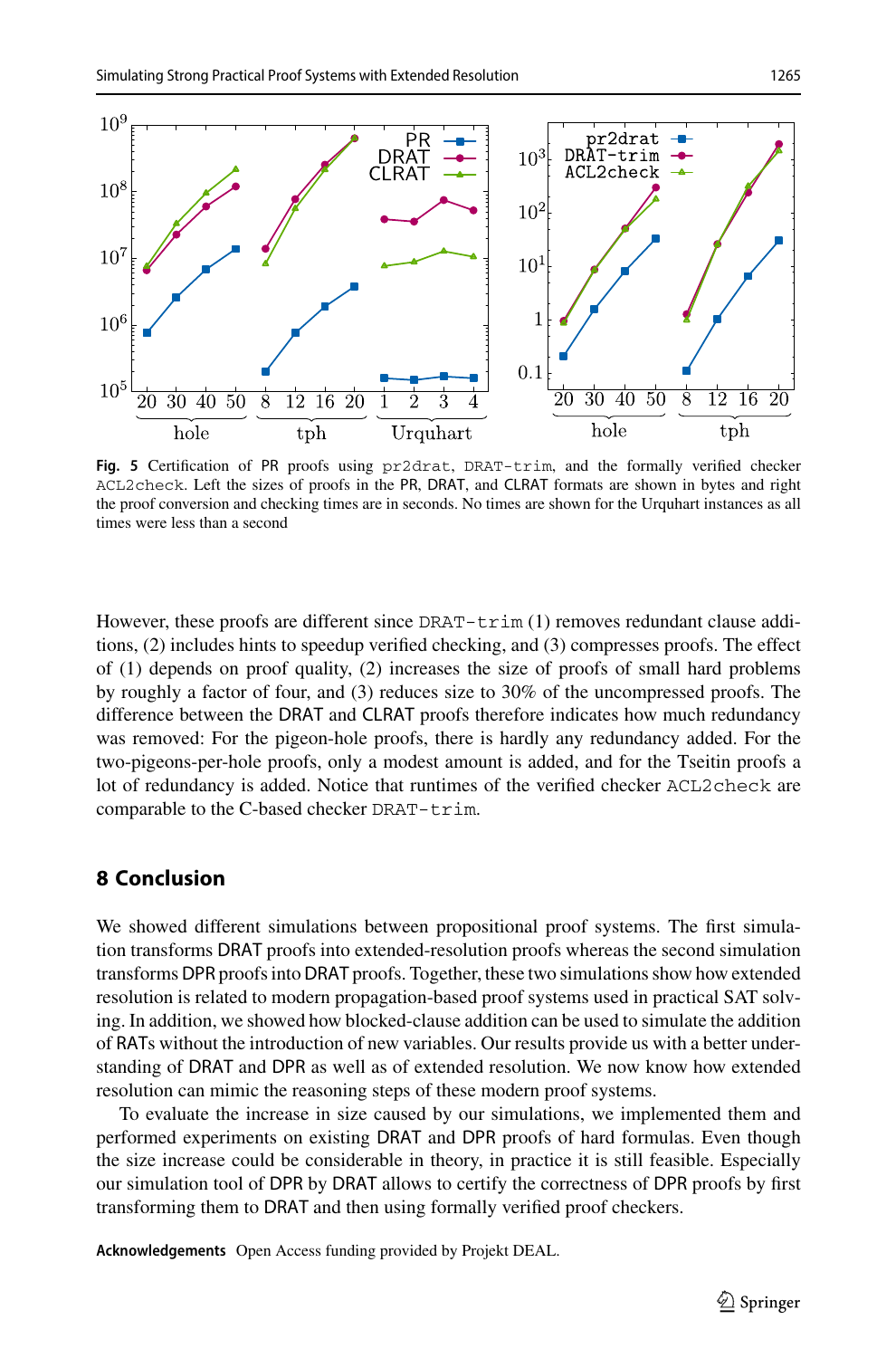**Fig. 5** Certification of PR proofs using pr2drat, DRAT-trim, and the formally verified checker ACL2check. Left the sizes of proofs in the PR, DRAT, and CLRAT formats are shown in bytes and right the proof conversion and checking times are in seconds. No times are shown for the Urquhart instances as all times were less than a second

However, these proofs are different since DRAT-trim (1) removes redundant clause additions, (2) includes hints to speedup verified checking, and (3) compresses proofs. The effect of (1) depends on proof quality, (2) increases the size of proofs of small hard problems by roughly a factor of four, and (3) reduces size to 30% of the uncompressed proofs. The difference between the DRAT and CLRAT proofs therefore indicates how much redundancy was removed: For the pigeon-hole proofs, there is hardly any redundancy added. For the two-pigeons-per-hole proofs, only a modest amount is added, and for the Tseitin proofs a lot of redundancy is added. Notice that runtimes of the verified checker ACL2check are comparable to the C-based checker DRAT-trim.

## 8 Conclusion

We showed different simulations between propositional proof systems. The first simulation transforms DRAT proofs into extended-resolution proofs whereas the second simulation transforms DPR proofs into DRAT proofs. Together, these two simulations show how extended resolution is related to modern propagation-based proof systems used in practical SAT solving. In addition, we showed how blocked-clause addition can be used to simulate the addition of RATs without the introduction of new variables. Our results provide us with a better understanding of DRAT and DPR as well as of extended resolution. We now know how extended resolution can mimic the reasoning steps of these modern proof systems.

To evaluate the increase in size caused by our simulations, we implemented them and performed experiments on existing DRAT and DPR proofs of hard formulas. Even though the size increase could be considerable in theory, in practice it is still feasible. Especially our simulation tool of DPR by DRAT allows to certify the correctness of DPR proofs by first transforming them to DRAT and then using formally verified proof checkers.

**Acknowledgements** Open Access funding provided by Projekt DEAL.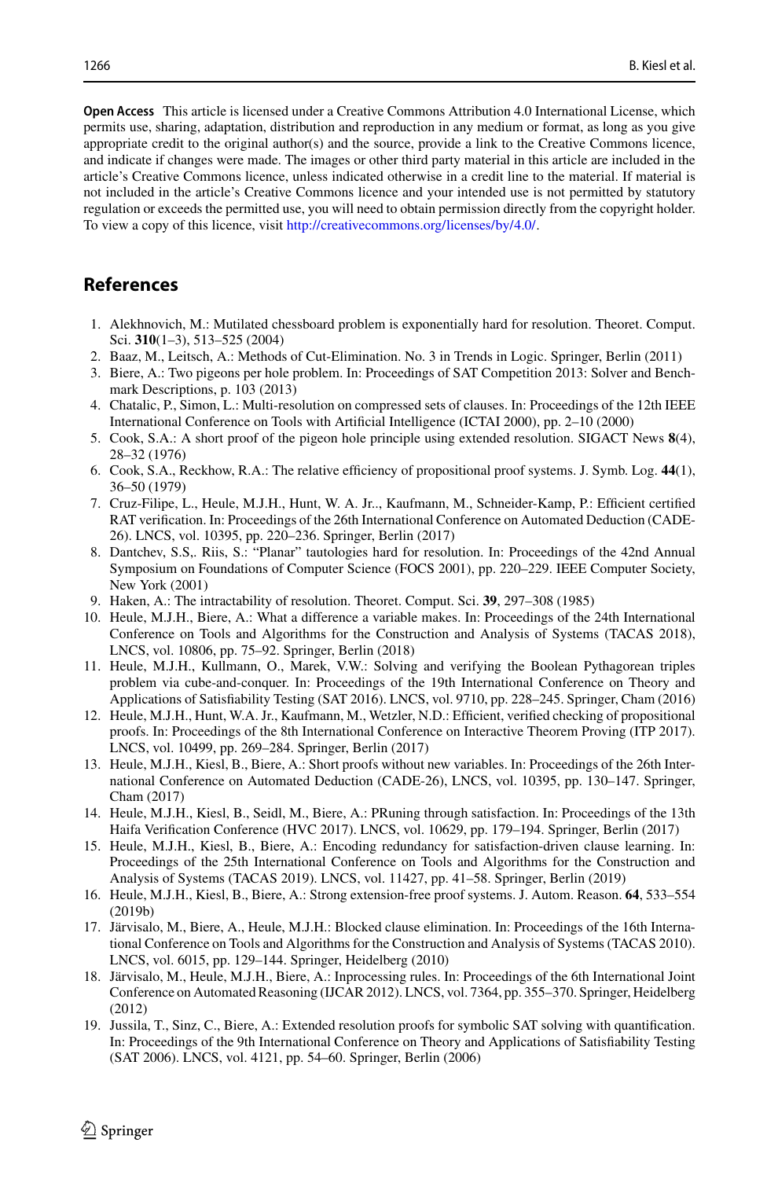**Open Access** This article is licensed under a Creative Commons Attribution 4.0 International License, which permits use, sharing, adaptation, distribution and reproduction in any medium or format, as long as you give appropriate credit to the original author(s) and the source, provide a link to the Creative Commons licence, and indicate if changes were made. The images or other third party material in this article are included in the article's Creative Commons licence, unless indicated otherwise in a credit line to the material. If material is not included in the article's Creative Commons licence and your intended use is not permitted by statutory regulation or exceeds the permitted use, you will need to obtain permission directly from the copyright holder. To view a copy of this licence, visit http://creativecommons.org/licenses/by/4.0/.

## References

1. Alekhnovich, M.: Mutilated chessboard problem is exponentially hard for resolution. Theoret. Comput. Sci. **310**(1–3), 513–525 (2004)
2. Baaz, M., Leitsch, A.: Methods of Cut-Elimination. No. 3 in Trends in Logic. Springer, Berlin (2011)
3. Biere, A.: Two pigeons per hole problem. In: Proceedings of SAT Competition 2013: Solver and Benchmark Descriptions, p. 103 (2013)
4. Chatalic, P., Simon, L.: Multi-resolution on compressed sets of clauses. In: Proceedings of the 12th IEEE International Conference on Tools with Artificial Intelligence (ICTAI 2000), pp. 2–10 (2000)
5. Cook, S.A.: A short proof of the pigeon hole principle using extended resolution. SIGACT News **8**(4), 28–32 (1976)
6. Cook, S.A., Reckhow, R.A.: The relative efficiency of propositional proof systems. J. Symb. Log. **44**(1), 36–50 (1979)
7. Cruz-Filipe, L., Heule, M.J.H., Hunt, W. A. Jr.., Kaufmann, M., Schneider-Kamp, P.: Efficient certified RAT verification. In: Proceedings of the 26th International Conference on Automated Deduction (CADE-26). LNCS, vol. 10395, pp. 220–236. Springer, Berlin (2017)
8. Dantchev, S.S,. Riis, S.: "Planar" tautologies hard for resolution. In: Proceedings of the 42nd Annual Symposium on Foundations of Computer Science (FOCS 2001), pp. 220–229. IEEE Computer Society, New York (2001)
9. Haken, A.: The intractability of resolution. Theoret. Comput. Sci. **39**, 297–308 (1985)
10. Heule, M.J.H., Biere, A.: What a difference a variable makes. In: Proceedings of the 24th International Conference on Tools and Algorithms for the Construction and Analysis of Systems (TACAS 2018), LNCS, vol. 10806, pp. 75–92. Springer, Berlin (2018)
11. Heule, M.J.H., Kullmann, O., Marek, V.W.: Solving and verifying the Boolean Pythagorean triples problem via cube-and-conquer. In: Proceedings of the 19th International Conference on Theory and Applications of Satisfiability Testing (SAT 2016). LNCS, vol. 9710, pp. 228–245. Springer, Cham (2016)
12. Heule, M.J.H., Hunt, W.A. Jr., Kaufmann, M., Wetzler, N.D.: Efficient, verified checking of propositional proofs. In: Proceedings of the 8th International Conference on Interactive Theorem Proving (ITP 2017). LNCS, vol. 10499, pp. 269–284. Springer, Berlin (2017)
13. Heule, M.J.H., Kiesl, B., Biere, A.: Short proofs without new variables. In: Proceedings of the 26th International Conference on Automated Deduction (CADE-26), LNCS, vol. 10395, pp. 130–147. Springer, Cham (2017)
14. Heule, M.J.H., Kiesl, B., Seidl, M., Biere, A.: PRuning through satisfaction. In: Proceedings of the 13th Haifa Verification Conference (HVC 2017). LNCS, vol. 10629, pp. 179–194. Springer, Berlin (2017)
15. Heule, M.J.H., Kiesl, B., Biere, A.: Encoding redundancy for satisfaction-driven clause learning. In: Proceedings of the 25th International Conference on Tools and Algorithms for the Construction and Analysis of Systems (TACAS 2019). LNCS, vol. 11427, pp. 41–58. Springer, Berlin (2019)
16. Heule, M.J.H., Kiesl, B., Biere, A.: Strong extension-free proof systems. J. Autom. Reason. **64**, 533–554 (2019b)
17. Järvisalo, M., Biere, A., Heule, M.J.H.: Blocked clause elimination. In: Proceedings of the 16th International Conference on Tools and Algorithms for the Construction and Analysis of Systems (TACAS 2010). LNCS, vol. 6015, pp. 129–144. Springer, Heidelberg (2010)
18. Järvisalo, M., Heule, M.J.H., Biere, A.: Inprocessing rules. In: Proceedings of the 6th International Joint Conference on Automated Reasoning (IJCAR 2012). LNCS, vol. 7364, pp. 355–370. Springer, Heidelberg (2012)
19. Jussila, T., Sinz, C., Biere, A.: Extended resolution proofs for symbolic SAT solving with quantification. In: Proceedings of the 9th International Conference on Theory and Applications of Satisfiability Testing (SAT 2006). LNCS, vol. 4121, pp. 54–60. Springer, Berlin (2006)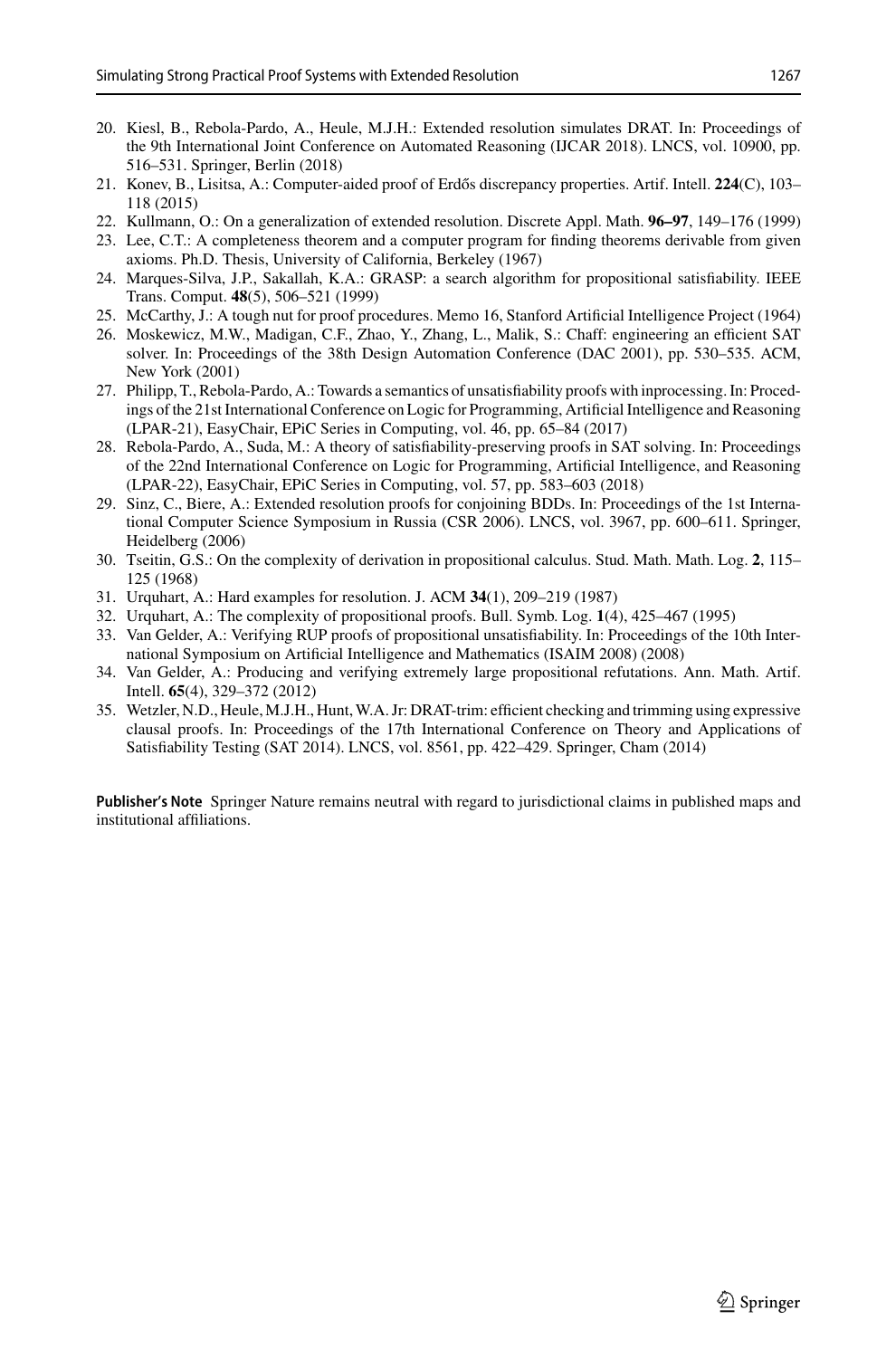20. Kiesl, B., Rebola-Pardo, A., Heule, M.J.H.: Extended resolution simulates DRAT. In: Proceedings of the 9th International Joint Conference on Automated Reasoning (IJCAR 2018). LNCS, vol. 10900, pp. 516–531. Springer, Berlin (2018)
21. Konev, B., Lisitsa, A.: Computer-aided proof of Erdős discrepancy properties. Artif. Intell. **224**(C), 103–118 (2015)
22. Kullmann, O.: On a generalization of extended resolution. Discrete Appl. Math. **96–97**, 149–176 (1999)
23. Lee, C.T.: A completeness theorem and a computer program for finding theorems derivable from given axioms. Ph.D. Thesis, University of California, Berkeley (1967)
24. Marques-Silva, J.P., Sakallah, K.A.: GRASP: a search algorithm for propositional satisfiability. IEEE Trans. Comput. **48**(5), 506–521 (1999)
25. McCarthy, J.: A tough nut for proof procedures. Memo 16, Stanford Artificial Intelligence Project (1964)
26. Moskewicz, M.W., Madigan, C.F., Zhao, Y., Zhang, L., Malik, S.: Chaff: engineering an efficient SAT solver. In: Proceedings of the 38th Design Automation Conference (DAC 2001), pp. 530–535. ACM, New York (2001)
27. Philipp, T., Rebola-Pardo, A.: Towards a semantics of unsatisfiability proofs with inprocessing. In: Proceedings of the 21st International Conference on Logic for Programming, Artificial Intelligence and Reasoning (LPAR-21), EasyChair, EPiC Series in Computing, vol. 46, pp. 65–84 (2017)
28. Rebola-Pardo, A., Suda, M.: A theory of satisfiability-preserving proofs in SAT solving. In: Proceedings of the 22nd International Conference on Logic for Programming, Artificial Intelligence, and Reasoning (LPAR-22), EasyChair, EPiC Series in Computing, vol. 57, pp. 583–603 (2018)
29. Sinz, C., Biere, A.: Extended resolution proofs for conjoining BDDs. In: Proceedings of the 1st International Computer Science Symposium in Russia (CSR 2006). LNCS, vol. 3967, pp. 600–611. Springer, Heidelberg (2006)
30. Tseitin, G.S.: On the complexity of derivation in propositional calculus. Stud. Math. Math. Log. **2**, 115–125 (1968)
31. Urquhart, A.: Hard examples for resolution. J. ACM **34**(1), 209–219 (1987)
32. Urquhart, A.: The complexity of propositional proofs. Bull. Symb. Log. **1**(4), 425–467 (1995)
33. Van Gelder, A.: Verifying RUP proofs of propositional unsatisfiability. In: Proceedings of the 10th International Symposium on Artificial Intelligence and Mathematics (ISAIM 2008) (2008)
34. Van Gelder, A.: Producing and verifying extremely large propositional refutations. Ann. Math. Artif. Intell. **65**(4), 329–372 (2012)
35. Wetzler, N.D., Heule, M.J.H., Hunt, W.A. Jr: DRAT-trim: efficient checking and trimming using expressive clausal proofs. In: Proceedings of the 17th International Conference on Theory and Applications of Satisfiability Testing (SAT 2014). LNCS, vol. 8561, pp. 422–429. Springer, Cham (2014)

**Publisher's Note** Springer Nature remains neutral with regard to jurisdictional claims in published maps and institutional affiliations.